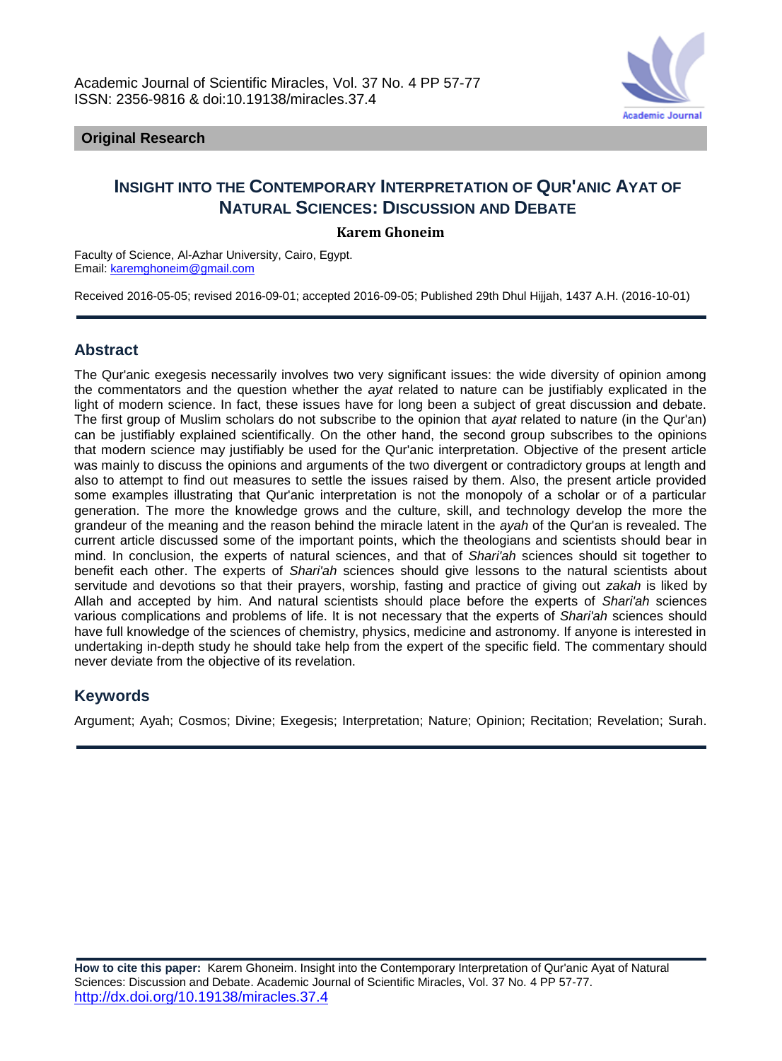Academic Journal of Scientific Miracles, Vol. 37 No. 4 PP 57-77
ISSN: 2356-9816 & doi:10.19138/miracles.37.4

**Original Research**

# INSIGHT INTO THE CONTEMPORARY INTERPRETATION OF QUR'ANIC AYAT OF NATURAL SCIENCES: DISCUSSION AND DEBATE

**Karem Ghoneim**

Faculty of Science, Al-Azhar University, Cairo, Egypt.
Email: karemghoneim@gmail.com

Received 2016-05-05; revised 2016-09-01; accepted 2016-09-05; Published 29th Dhul Hijjah, 1437 A.H. (2016-10-01)

## Abstract

The Qur'anic exegesis necessarily involves two very significant issues: the wide diversity of opinion among the commentators and the question whether the *ayat* related to nature can be justifiably explicated in the light of modern science. In fact, these issues have for long been a subject of great discussion and debate. The first group of Muslim scholars do not subscribe to the opinion that *ayat* related to nature (in the Qur'an) can be justifiably explained scientifically. On the other hand, the second group subscribes to the opinions that modern science may justifiably be used for the Qur'anic interpretation. Objective of the present article was mainly to discuss the opinions and arguments of the two divergent or contradictory groups at length and also to attempt to find out measures to settle the issues raised by them. Also, the present article provided some examples illustrating that Qur'anic interpretation is not the monopoly of a scholar or of a particular generation. The more the knowledge grows and the culture, skill, and technology develop the more the grandeur of the meaning and the reason behind the miracle latent in the *ayah* of the Qur'an is revealed. The current article discussed some of the important points, which the theologians and scientists should bear in mind. In conclusion, the experts of natural sciences, and that of *Shari'ah* sciences should sit together to benefit each other. The experts of *Shari'ah* sciences should give lessons to the natural scientists about servitude and devotions so that their prayers, worship, fasting and practice of giving out *zakah* is liked by Allah and accepted by him. And natural scientists should place before the experts of *Shari'ah* sciences various complications and problems of life. It is not necessary that the experts of *Shari'ah* sciences should have full knowledge of the sciences of chemistry, physics, medicine and astronomy. If anyone is interested in undertaking in-depth study he should take help from the expert of the specific field. The commentary should never deviate from the objective of its revelation.

## Keywords

Argument; Ayah; Cosmos; Divine; Exegesis; Interpretation; Nature; Opinion; Recitation; Revelation; Surah.

**How to cite this paper:** Karem Ghoneim. Insight into the Contemporary Interpretation of Qur'anic Ayat of Natural Sciences: Discussion and Debate. Academic Journal of Scientific Miracles, Vol. 37 No. 4 PP 57-77.
http://dx.doi.org/10.19138/miracles.37.4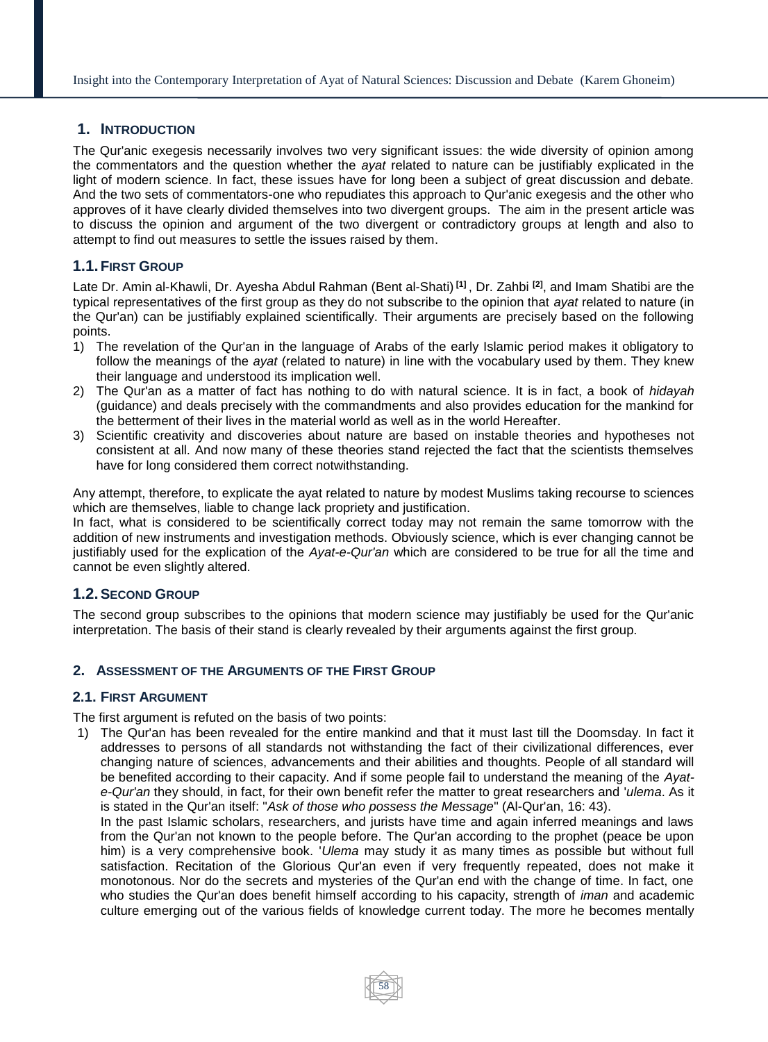## 1. INTRODUCTION

The Qur'anic exegesis necessarily involves two very significant issues: the wide diversity of opinion among the commentators and the question whether the *ayat* related to nature can be justifiably explicated in the light of modern science. In fact, these issues have for long been a subject of great discussion and debate. And the two sets of commentators-one who repudiates this approach to Qur'anic exegesis and the other who approves of it have clearly divided themselves into two divergent groups. The aim in the present article was to discuss the opinion and argument of the two divergent or contradictory groups at length and also to attempt to find out measures to settle the issues raised by them.

### 1.1. FIRST GROUP

Late Dr. Amin al-Khawli, Dr. Ayesha Abdul Rahman (Bent al-Shati) [1], Dr. Zahbi [2], and Imam Shatibi are the typical representatives of the first group as they do not subscribe to the opinion that *ayat* related to nature (in the Qur'an) can be justifiably explained scientifically. Their arguments are precisely based on the following points.

1) The revelation of the Qur'an in the language of Arabs of the early Islamic period makes it obligatory to follow the meanings of the *ayat* (related to nature) in line with the vocabulary used by them. They knew their language and understood its implication well.
2) The Qur'an as a matter of fact has nothing to do with natural science. It is in fact, a book of *hidayah* (guidance) and deals precisely with the commandments and also provides education for the mankind for the betterment of their lives in the material world as well as in the world Hereafter.
3) Scientific creativity and discoveries about nature are based on instable theories and hypotheses not consistent at all. And now many of these theories stand rejected the fact that the scientists themselves have for long considered them correct notwithstanding.

Any attempt, therefore, to explicate the ayat related to nature by modest Muslims taking recourse to sciences which are themselves, liable to change lack propriety and justification.

In fact, what is considered to be scientifically correct today may not remain the same tomorrow with the addition of new instruments and investigation methods. Obviously science, which is ever changing cannot be justifiably used for the explication of the *Ayat-e-Qur'an* which are considered to be true for all the time and cannot be even slightly altered.

### 1.2. SECOND GROUP

The second group subscribes to the opinions that modern science may justifiably be used for the Qur'anic interpretation. The basis of their stand is clearly revealed by their arguments against the first group.

## 2. ASSESSMENT OF THE ARGUMENTS OF THE FIRST GROUP

### 2.1. FIRST ARGUMENT

The first argument is refuted on the basis of two points:

1) The Qur'an has been revealed for the entire mankind and that it must last till the Doomsday. In fact it addresses to persons of all standards not withstanding the fact of their civilizational differences, ever changing nature of sciences, advancements and their abilities and thoughts. People of all standard will be benefited according to their capacity. And if some people fail to understand the meaning of the *Ayat-e-Qur'an* they should, in fact, for their own benefit refer the matter to great researchers and '*ulema*. As it is stated in the Qur'an itself: "*Ask of those who possess the Message*" (Al-Qur'an, 16: 43).

   In the past Islamic scholars, researchers, and jurists have time and again inferred meanings and laws from the Qur'an not known to the people before. The Qur'an according to the prophet (peace be upon him) is a very comprehensive book. '*Ulema* may study it as many times as possible but without full satisfaction. Recitation of the Glorious Qur'an even if very frequently repeated, does not make it monotonous. Nor do the secrets and mysteries of the Qur'an end with the change of time. In fact, one who studies the Qur'an does benefit himself according to his capacity, strength of *iman* and academic culture emerging out of the various fields of knowledge current today. The more he becomes mentally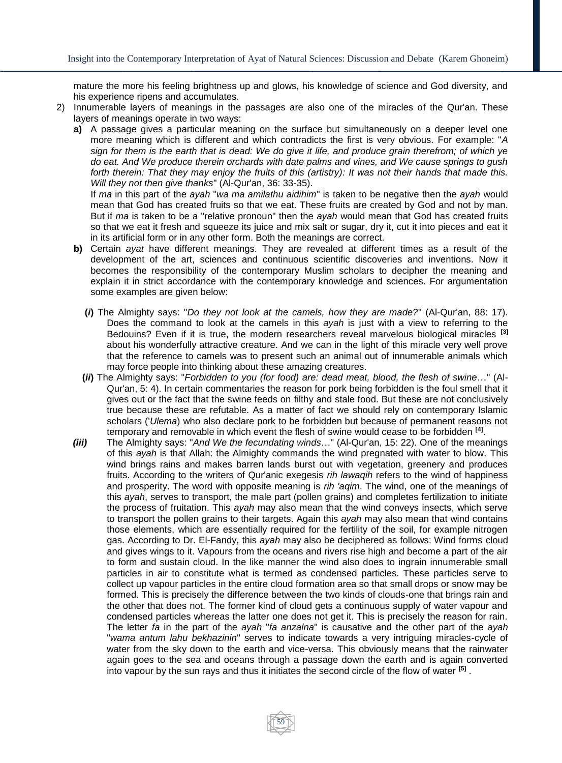mature the more his feeling brightness up and glows, his knowledge of science and God diversity, and his experience ripens and accumulates.

2) Innumerable layers of meanings in the passages are also one of the miracles of the Qur'an. These layers of meanings operate in two ways:

   **a)** A passage gives a particular meaning on the surface but simultaneously on a deeper level one more meaning which is different and which contradicts the first is very obvious. For example: "*A sign for them is the earth that is dead: We do give it life, and produce grain therefrom; of which ye do eat. And We produce therein orchards with date palms and vines, and We cause springs to gush forth therein: That they may enjoy the fruits of this (artistry): It was not their hands that made this. Will they not then give thanks*" (Al-Qur'an, 36: 33-35).

   If *ma* in this part of the *ayah* "*wa ma amilathu aidihim*" is taken to be negative then the *ayah* would mean that God has created fruits so that we eat. These fruits are created by God and not by man. But if *ma* is taken to be a "relative pronoun" then the *ayah* would mean that God has created fruits so that we eat it fresh and squeeze its juice and mix salt or sugar, dry it, cut it into pieces and eat it in its artificial form or in any other form. Both the meanings are correct.

   **b)** Certain *ayat* have different meanings. They are revealed at different times as a result of the development of the art, sciences and continuous scientific discoveries and inventions. Now it becomes the responsibility of the contemporary Muslim scholars to decipher the meaning and explain it in strict accordance with the contemporary knowledge and sciences. For argumentation some examples are given below:

   **(*i*)** The Almighty says: "*Do they not look at the camels, how they are made?*" (Al-Qur'an, 88: 17). Does the command to look at the camels in this *ayah* is just with a view to referring to the Bedouins? Even if it is true, the modern researchers reveal marvelous biological miracles [3] about his wonderfully attractive creature. And we can in the light of this miracle very well prove that the reference to camels was to present such an animal out of innumerable animals which may force people into thinking about these amazing creatures.

   **(*ii*)** The Almighty says: "*Forbidden to you (for food) are: dead meat, blood, the flesh of swine*…" (Al-Qur'an, 5: 4). In certain commentaries the reason for pork being forbidden is the foul smell that it gives out or the fact that the swine feeds on filthy and stale food. But these are not conclusively true because these are refutable. As a matter of fact we should rely on contemporary Islamic scholars ('*Ulema*) who also declare pork to be forbidden but because of permanent reasons not temporary and removable in which event the flesh of swine would cease to be forbidden [4].

   ***(iii)*** The Almighty says: "*And We the fecundating winds*…" (Al-Qur'an, 15: 22). One of the meanings of this *ayah* is that Allah: the Almighty commands the wind pregnated with water to blow. This wind brings rains and makes barren lands burst out with vegetation, greenery and produces fruits. According to the writers of Qur'anic exegesis *rih lawaqih* refers to the wind of happiness and prosperity. The word with opposite meaning is *rih 'aqim*. The wind, one of the meanings of this *ayah*, serves to transport, the male part (pollen grains) and completes fertilization to initiate the process of fruitation. This *ayah* may also mean that the wind conveys insects, which serve to transport the pollen grains to their targets. Again this *ayah* may also mean that wind contains those elements, which are essentially required for the fertility of the soil, for example nitrogen gas. According to Dr. El-Fandy, this *ayah* may also be deciphered as follows: Wind forms cloud and gives wings to it. Vapours from the oceans and rivers rise high and become a part of the air to form and sustain cloud. In the like manner the wind also does to ingrain innumerable small particles in air to constitute what is termed as condensed particles. These particles serve to collect up vapour particles in the entire cloud formation area so that small drops or snow may be formed. This is precisely the difference between the two kinds of clouds-one that brings rain and the other that does not. The former kind of cloud gets a continuous supply of water vapour and condensed particles whereas the latter one does not get it. This is precisely the reason for rain. The letter *fa* in the part of the *ayah* "*fa anzalna*" is causative and the other part of the *ayah* "*wama antum lahu bekhazinin*" serves to indicate towards a very intriguing miracles-cycle of water from the sky down to the earth and vice-versa. This obviously means that the rainwater again goes to the sea and oceans through a passage down the earth and is again converted into vapour by the sun rays and thus it initiates the second circle of the flow of water [5] .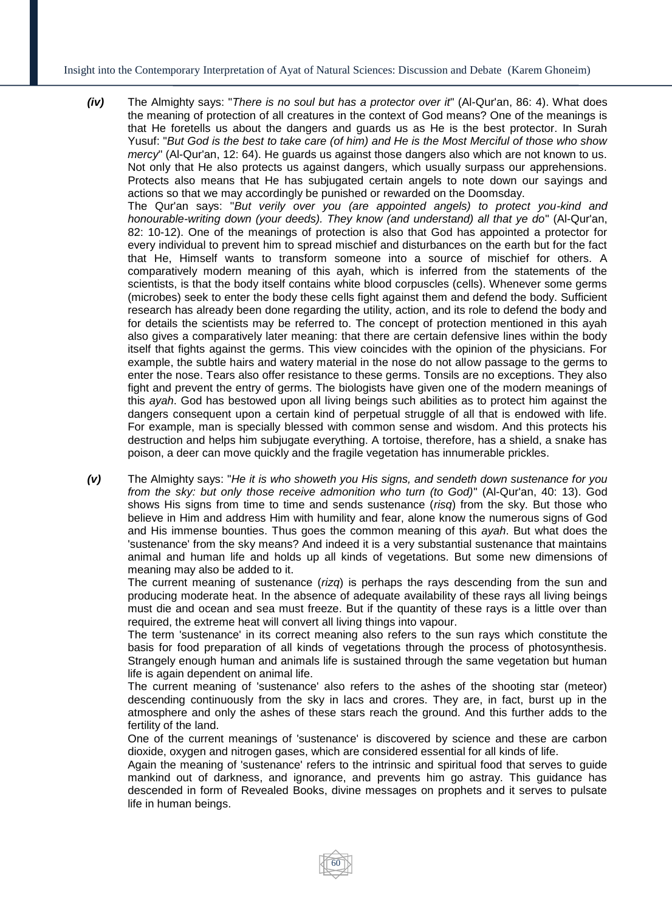***(iv)*** The Almighty says: "*There is no soul but has a protector over it*" (Al-Qur'an, 86: 4). What does the meaning of protection of all creatures in the context of God means? One of the meanings is that He foretells us about the dangers and guards us as He is the best protector. In Surah Yusuf: "*But God is the best to take care (of him) and He is the Most Merciful of those who show mercy*" (Al-Qur'an, 12: 64). He guards us against those dangers also which are not known to us. Not only that He also protects us against dangers, which usually surpass our apprehensions. Protects also means that He has subjugated certain angels to note down our sayings and actions so that we may accordingly be punished or rewarded on the Doomsday.

The Qur'an says: "*But verily over you (are appointed angels) to protect you-kind and honourable-writing down (your deeds). They know (and understand) all that ye do*" (Al-Qur'an, 82: 10-12). One of the meanings of protection is also that God has appointed a protector for every individual to prevent him to spread mischief and disturbances on the earth but for the fact that He, Himself wants to transform someone into a source of mischief for others. A comparatively modern meaning of this ayah, which is inferred from the statements of the scientists, is that the body itself contains white blood corpuscles (cells). Whenever some germs (microbes) seek to enter the body these cells fight against them and defend the body. Sufficient research has already been done regarding the utility, action, and its role to defend the body and for details the scientists may be referred to. The concept of protection mentioned in this ayah also gives a comparatively later meaning: that there are certain defensive lines within the body itself that fights against the germs. This view coincides with the opinion of the physicians. For example, the subtle hairs and watery material in the nose do not allow passage to the germs to enter the nose. Tears also offer resistance to these germs. Tonsils are no exceptions. They also fight and prevent the entry of germs. The biologists have given one of the modern meanings of this *ayah*. God has bestowed upon all living beings such abilities as to protect him against the dangers consequent upon a certain kind of perpetual struggle of all that is endowed with life. For example, man is specially blessed with common sense and wisdom. And this protects his destruction and helps him subjugate everything. A tortoise, therefore, has a shield, a snake has poison, a deer can move quickly and the fragile vegetation has innumerable prickles.

***(v)*** The Almighty says: "*He it is who showeth you His signs, and sendeth down sustenance for you from the sky: but only those receive admonition who turn (to God)*" (Al-Qur'an, 40: 13). God shows His signs from time to time and sends sustenance (*risq*) from the sky. But those who believe in Him and address Him with humility and fear, alone know the numerous signs of God and His immense bounties. Thus goes the common meaning of this *ayah*. But what does the 'sustenance' from the sky means? And indeed it is a very substantial sustenance that maintains animal and human life and holds up all kinds of vegetations. But some new dimensions of meaning may also be added to it.

The current meaning of sustenance (*rizq*) is perhaps the rays descending from the sun and producing moderate heat. In the absence of adequate availability of these rays all living beings must die and ocean and sea must freeze. But if the quantity of these rays is a little over than required, the extreme heat will convert all living things into vapour.

The term 'sustenance' in its correct meaning also refers to the sun rays which constitute the basis for food preparation of all kinds of vegetations through the process of photosynthesis. Strangely enough human and animals life is sustained through the same vegetation but human life is again dependent on animal life.

The current meaning of 'sustenance' also refers to the ashes of the shooting star (meteor) descending continuously from the sky in lacs and crores. They are, in fact, burst up in the atmosphere and only the ashes of these stars reach the ground. And this further adds to the fertility of the land.

One of the current meanings of 'sustenance' is discovered by science and these are carbon dioxide, oxygen and nitrogen gases, which are considered essential for all kinds of life.

Again the meaning of 'sustenance' refers to the intrinsic and spiritual food that serves to guide mankind out of darkness, and ignorance, and prevents him go astray. This guidance has descended in form of Revealed Books, divine messages on prophets and it serves to pulsate life in human beings.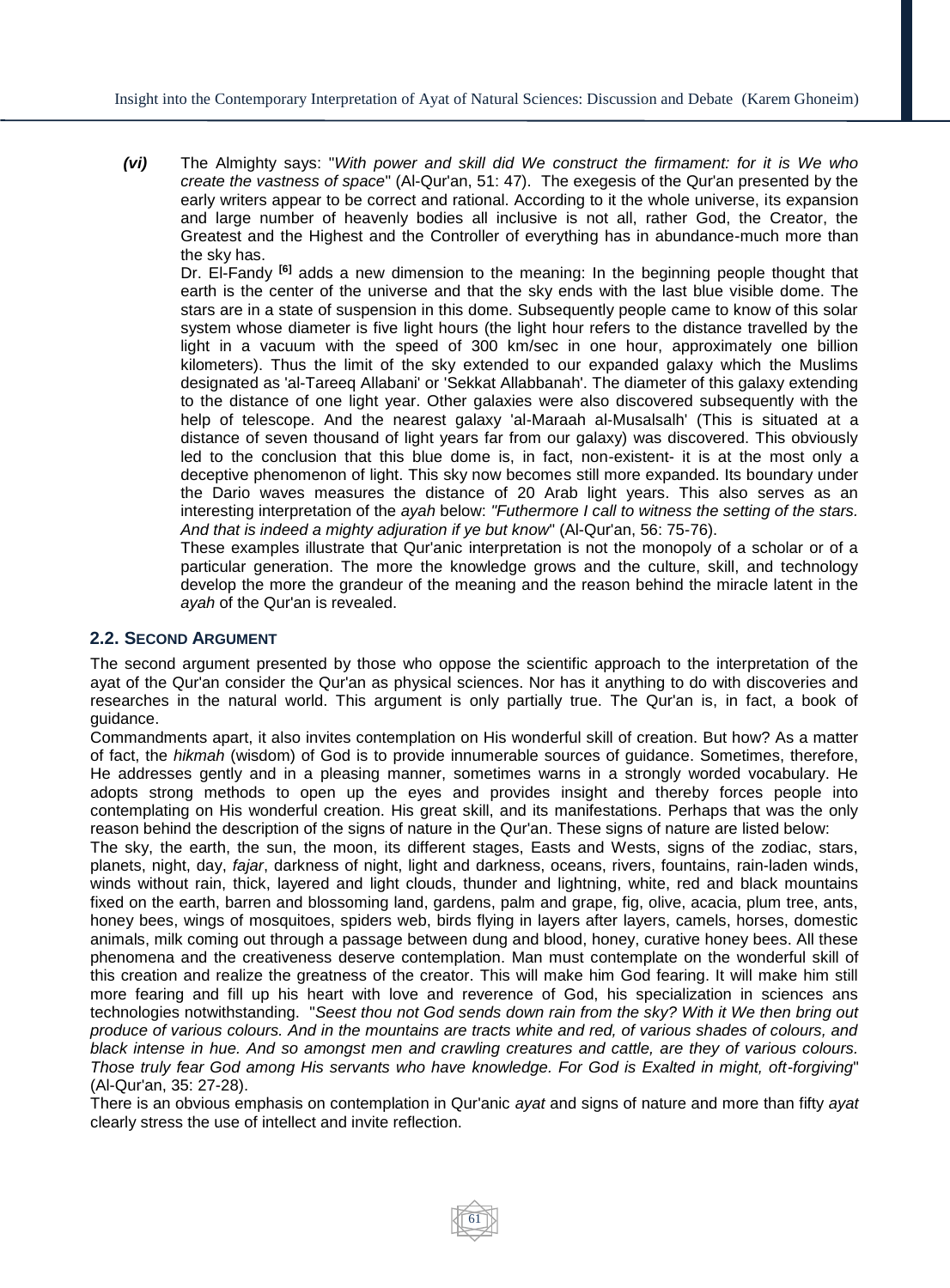***(vi)*** The Almighty says: "*With power and skill did We construct the firmament: for it is We who create the vastness of space*" (Al-Qur'an, 51: 47). The exegesis of the Qur'an presented by the early writers appear to be correct and rational. According to it the whole universe, its expansion and large number of heavenly bodies all inclusive is not all, rather God, the Creator, the Greatest and the Highest and the Controller of everything has in abundance-much more than the sky has.

Dr. El-Fandy [6] adds a new dimension to the meaning: In the beginning people thought that earth is the center of the universe and that the sky ends with the last blue visible dome. The stars are in a state of suspension in this dome. Subsequently people came to know of this solar system whose diameter is five light hours (the light hour refers to the distance travelled by the light in a vacuum with the speed of 300 km/sec in one hour, approximately one billion kilometers). Thus the limit of the sky extended to our expanded galaxy which the Muslims designated as 'al-Tareeq Allabani' or 'Sekkat Allabbanah'. The diameter of this galaxy extending to the distance of one light year. Other galaxies were also discovered subsequently with the help of telescope. And the nearest galaxy 'al-Maraah al-Musalsalh' (This is situated at a distance of seven thousand of light years far from our galaxy) was discovered. This obviously led to the conclusion that this blue dome is, in fact, non-existent- it is at the most only a deceptive phenomenon of light. This sky now becomes still more expanded. Its boundary under the Dario waves measures the distance of 20 Arab light years. This also serves as an interesting interpretation of the *ayah* below: *"Futhermore I call to witness the setting of the stars. And that is indeed a mighty adjuration if ye but know*" (Al-Qur'an, 56: 75-76).

These examples illustrate that Qur'anic interpretation is not the monopoly of a scholar or of a particular generation. The more the knowledge grows and the culture, skill, and technology develop the more the grandeur of the meaning and the reason behind the miracle latent in the *ayah* of the Qur'an is revealed.

## 2.2. Second Argument

The second argument presented by those who oppose the scientific approach to the interpretation of the ayat of the Qur'an consider the Qur'an as physical sciences. Nor has it anything to do with discoveries and researches in the natural world. This argument is only partially true. The Qur'an is, in fact, a book of guidance.

Commandments apart, it also invites contemplation on His wonderful skill of creation. But how? As a matter of fact, the *hikmah* (wisdom) of God is to provide innumerable sources of guidance. Sometimes, therefore, He addresses gently and in a pleasing manner, sometimes warns in a strongly worded vocabulary. He adopts strong methods to open up the eyes and provides insight and thereby forces people into contemplating on His wonderful creation. His great skill, and its manifestations. Perhaps that was the only reason behind the description of the signs of nature in the Qur'an. These signs of nature are listed below:

The sky, the earth, the sun, the moon, its different stages, Easts and Wests, signs of the zodiac, stars, planets, night, day, *fajar*, darkness of night, light and darkness, oceans, rivers, fountains, rain-laden winds, winds without rain, thick, layered and light clouds, thunder and lightning, white, red and black mountains fixed on the earth, barren and blossoming land, gardens, palm and grape, fig, olive, acacia, plum tree, ants, honey bees, wings of mosquitoes, spiders web, birds flying in layers after layers, camels, horses, domestic animals, milk coming out through a passage between dung and blood, honey, curative honey bees. All these phenomena and the creativeness deserve contemplation. Man must contemplate on the wonderful skill of this creation and realize the greatness of the creator. This will make him God fearing. It will make him still more fearing and fill up his heart with love and reverence of God, his specialization in sciences ans technologies notwithstanding. "*Seest thou not God sends down rain from the sky? With it We then bring out produce of various colours. And in the mountains are tracts white and red, of various shades of colours, and black intense in hue. And so amongst men and crawling creatures and cattle, are they of various colours. Those truly fear God among His servants who have knowledge. For God is Exalted in might, oft-forgiving*" (Al-Qur'an, 35: 27-28).

There is an obvious emphasis on contemplation in Qur'anic *ayat* and signs of nature and more than fifty *ayat* clearly stress the use of intellect and invite reflection.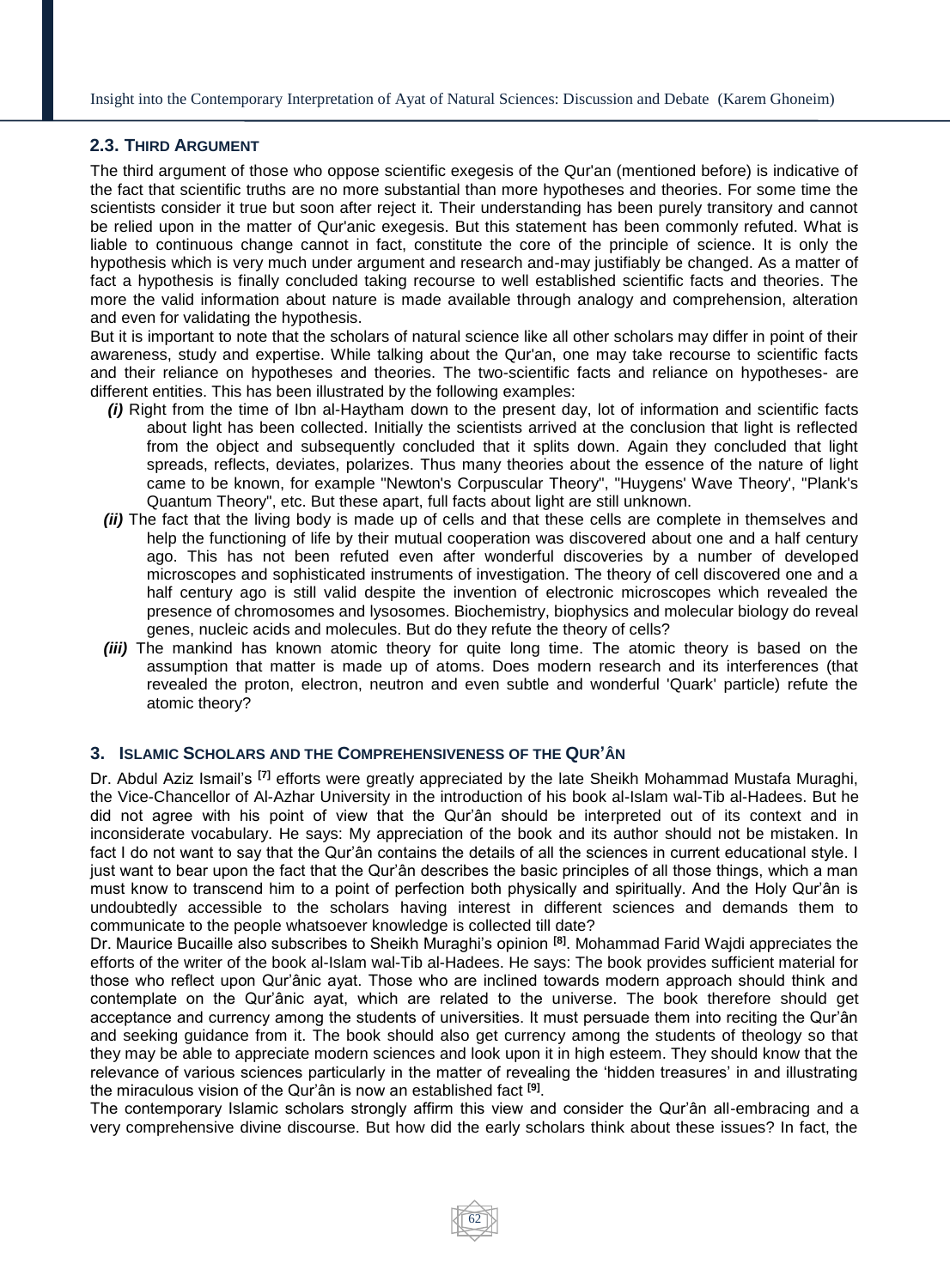### 2.3. Third Argument

The third argument of those who oppose scientific exegesis of the Qur'an (mentioned before) is indicative of the fact that scientific truths are no more substantial than more hypotheses and theories. For some time the scientists consider it true but soon after reject it. Their understanding has been purely transitory and cannot be relied upon in the matter of Qur'anic exegesis. But this statement has been commonly refuted. What is liable to continuous change cannot in fact, constitute the core of the principle of science. It is only the hypothesis which is very much under argument and research and-may justifiably be changed. As a matter of fact a hypothesis is finally concluded taking recourse to well established scientific facts and theories. The more the valid information about nature is made available through analogy and comprehension, alteration and even for validating the hypothesis.

But it is important to note that the scholars of natural science like all other scholars may differ in point of their awareness, study and expertise. While talking about the Qur'an, one may take recourse to scientific facts and their reliance on hypotheses and theories. The two-scientific facts and reliance on hypotheses- are different entities. This has been illustrated by the following examples:

- ***(i)*** Right from the time of Ibn al-Haytham down to the present day, lot of information and scientific facts about light has been collected. Initially the scientists arrived at the conclusion that light is reflected from the object and subsequently concluded that it splits down. Again they concluded that light spreads, reflects, deviates, polarizes. Thus many theories about the essence of the nature of light came to be known, for example "Newton's Corpuscular Theory", "Huygens' Wave Theory', "Plank's Quantum Theory", etc. But these apart, full facts about light are still unknown.
- ***(ii)*** The fact that the living body is made up of cells and that these cells are complete in themselves and help the functioning of life by their mutual cooperation was discovered about one and a half century ago. This has not been refuted even after wonderful discoveries by a number of developed microscopes and sophisticated instruments of investigation. The theory of cell discovered one and a half century ago is still valid despite the invention of electronic microscopes which revealed the presence of chromosomes and lysosomes. Biochemistry, biophysics and molecular biology do reveal genes, nucleic acids and molecules. But do they refute the theory of cells?
- ***(iii)*** The mankind has known atomic theory for quite long time. The atomic theory is based on the assumption that matter is made up of atoms. Does modern research and its interferences (that revealed the proton, electron, neutron and even subtle and wonderful 'Quark' particle) refute the atomic theory?

## 3. Islamic Scholars and the Comprehensiveness of the Qur'ân

Dr. Abdul Aziz Ismail's [7] efforts were greatly appreciated by the late Sheikh Mohammad Mustafa Muraghi, the Vice-Chancellor of Al-Azhar University in the introduction of his book al-Islam wal-Tib al-Hadees. But he did not agree with his point of view that the Qur'ân should be interpreted out of its context and in inconsiderate vocabulary. He says: My appreciation of the book and its author should not be mistaken. In fact I do not want to say that the Qur'ân contains the details of all the sciences in current educational style. I just want to bear upon the fact that the Qur'ân describes the basic principles of all those things, which a man must know to transcend him to a point of perfection both physically and spiritually. And the Holy Qur'ân is undoubtedly accessible to the scholars having interest in different sciences and demands them to communicate to the people whatsoever knowledge is collected till date?

Dr. Maurice Bucaille also subscribes to Sheikh Muraghi's opinion [8]. Mohammad Farid Wajdi appreciates the efforts of the writer of the book al-Islam wal-Tib al-Hadees. He says: The book provides sufficient material for those who reflect upon Qur'ânic ayat. Those who are inclined towards modern approach should think and contemplate on the Qur'ânic ayat, which are related to the universe. The book therefore should get acceptance and currency among the students of universities. It must persuade them into reciting the Qur'ân and seeking guidance from it. The book should also get currency among the students of theology so that they may be able to appreciate modern sciences and look upon it in high esteem. They should know that the relevance of various sciences particularly in the matter of revealing the 'hidden treasures' in and illustrating the miraculous vision of the Qur'ân is now an established fact [9].

The contemporary Islamic scholars strongly affirm this view and consider the Qur'ân all-embracing and a very comprehensive divine discourse. But how did the early scholars think about these issues? In fact, the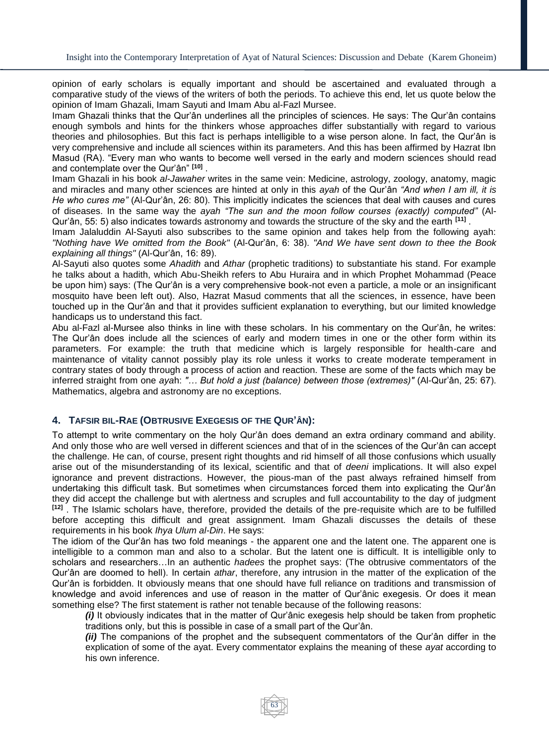opinion of early scholars is equally important and should be ascertained and evaluated through a comparative study of the views of the writers of both the periods. To achieve this end, let us quote below the opinion of Imam Ghazali, Imam Sayuti and Imam Abu al-Fazl Mursee.

Imam Ghazali thinks that the Qur'ân underlines all the principles of sciences. He says: The Qur'ân contains enough symbols and hints for the thinkers whose approaches differ substantially with regard to various theories and philosophies. But this fact is perhaps intelligible to a wise person alone. In fact, the Qur'ân is very comprehensive and include all sciences within its parameters. And this has been affirmed by Hazrat Ibn Masud (RA). "Every man who wants to become well versed in the early and modern sciences should read and contemplate over the Qur'ân" [10] .

Imam Ghazali in his book *al-Jawaher* writes in the same vein: Medicine, astrology, zoology, anatomy, magic and miracles and many other sciences are hinted at only in this *ayah* of the Qur'ân *"And when I am ill, it is He who cures me"* (Al-Qur'ân, 26: 80). This implicitly indicates the sciences that deal with causes and cures of diseases. In the same way the *ayah "The sun and the moon follow courses (exactly) computed"* (Al-Qur'ân, 55: 5) also indicates towards astronomy and towards the structure of the sky and the earth [11] .

Imam Jalaluddin Al-Sayuti also subscribes to the same opinion and takes help from the following ayah: *"Nothing have We omitted from the Book"* (Al-Qur'ân, 6: 38). *"And We have sent down to thee the Book explaining all things"* (Al-Qur'ân, 16: 89).

Al-Sayuti also quotes some *Ahadith* and *Athar* (prophetic traditions) to substantiate his stand. For example he talks about a hadith, which Abu-Sheikh refers to Abu Huraira and in which Prophet Mohammad (Peace be upon him) says: (The Qur'ân is a very comprehensive book-not even a particle, a mole or an insignificant mosquito have been left out). Also, Hazrat Masud comments that all the sciences, in essence, have been touched up in the Qur'ân and that it provides sufficient explanation to everything, but our limited knowledge handicaps us to understand this fact.

Abu al-Fazl al-Mursee also thinks in line with these scholars. In his commentary on the Qur'ân, he writes: The Qur'ân does include all the sciences of early and modern times in one or the other form within its parameters. For example: the truth that medicine which is largely responsible for health-care and maintenance of vitality cannot possibly play its role unless it works to create moderate temperament in contrary states of body through a process of action and reaction. These are some of the facts which may be inferred straight from one *ayah*: *"… But hold a just (balance) between those (extremes)"* (Al-Qur'ân, 25: 67). Mathematics, algebra and astronomy are no exceptions.

## 4. Tafsir bil-Rae (Obtrusive Exegesis of the Qur'ân):

To attempt to write commentary on the holy Qur'ân does demand an extra ordinary command and ability. And only those who are well versed in different sciences and that of in the sciences of the Qur'ân can accept the challenge. He can, of course, present right thoughts and rid himself of all those confusions which usually arise out of the misunderstanding of its lexical, scientific and that of *deeni* implications. It will also expel ignorance and prevent distractions. However, the pious-man of the past always refrained himself from undertaking this difficult task. But sometimes when circumstances forced them into explicating the Qur'ân they did accept the challenge but with alertness and scruples and full accountability to the day of judgment [12] . The Islamic scholars have, therefore, provided the details of the pre-requisite which are to be fulfilled before accepting this difficult and great assignment. Imam Ghazali discusses the details of these requirements in his book *Ihya Ulum al-Din*. He says:

The idiom of the Qur'ân has two fold meanings - the apparent one and the latent one. The apparent one is intelligible to a common man and also to a scholar. But the latent one is difficult. It is intelligible only to scholars and researchers…In an authentic *hadees* the prophet says: (The obtrusive commentators of the Qur'ân are doomed to hell). In certain *athar*, therefore, any intrusion in the matter of the explication of the Qur'ân is forbidden. It obviously means that one should have full reliance on traditions and transmission of knowledge and avoid inferences and use of reason in the matter of Qur'ânic exegesis. Or does it mean something else? The first statement is rather not tenable because of the following reasons:

> ***(i)*** It obviously indicates that in the matter of Qur'ânic exegesis help should be taken from prophetic traditions only, but this is possible in case of a small part of the Qur'ân.
>
> ***(ii)*** The companions of the prophet and the subsequent commentators of the Qur'ân differ in the explication of some of the ayat. Every commentator explains the meaning of these *ayat* according to his own inference.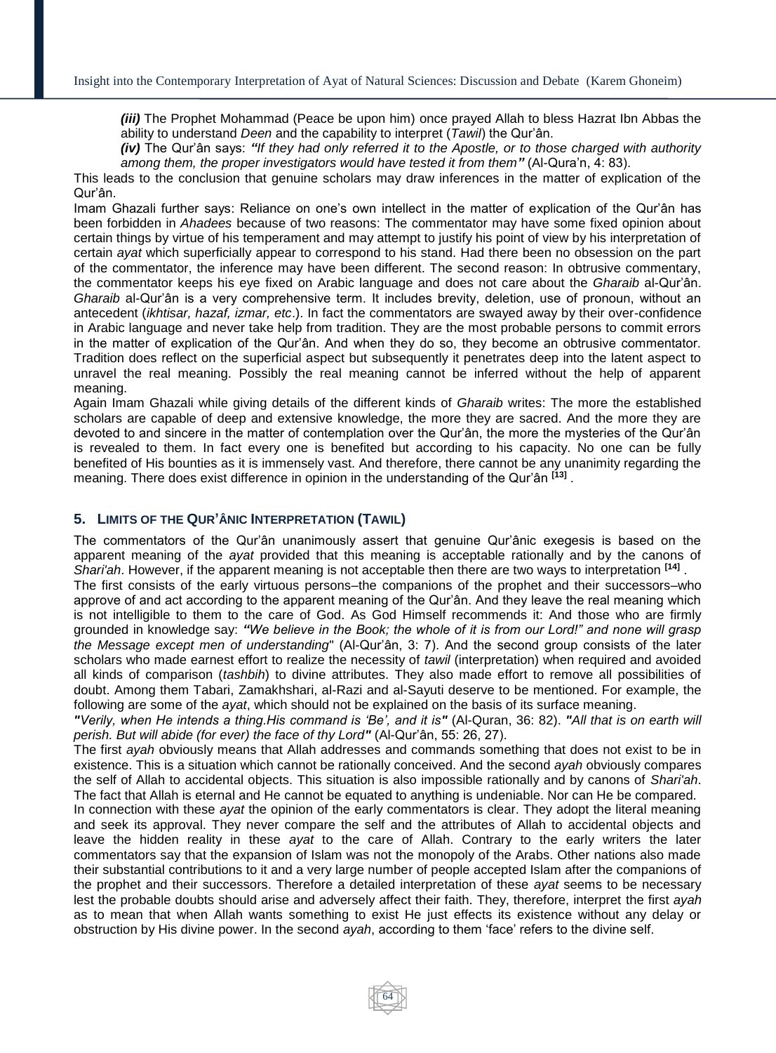***(iii)*** The Prophet Mohammad (Peace be upon him) once prayed Allah to bless Hazrat Ibn Abbas the ability to understand *Deen* and the capability to interpret (*Tawil*) the Qur'ân.

***(iv)*** The Qur'ân says: ***"****If they had only referred it to the Apostle, or to those charged with authority among them, the proper investigators would have tested it from them****"*** (Al-Qura'n, 4: 83).

This leads to the conclusion that genuine scholars may draw inferences in the matter of explication of the Qur'ân.

Imam Ghazali further says: Reliance on one's own intellect in the matter of explication of the Qur'ân has been forbidden in *Ahadees* because of two reasons: The commentator may have some fixed opinion about certain things by virtue of his temperament and may attempt to justify his point of view by his interpretation of certain *ayat* which superficially appear to correspond to his stand. Had there been no obsession on the part of the commentator, the inference may have been different. The second reason: In obtrusive commentary, the commentator keeps his eye fixed on Arabic language and does not care about the *Gharaib* al-Qur'ân. *Gharaib* al-Qur'ân is a very comprehensive term. It includes brevity, deletion, use of pronoun, without an antecedent (*ikhtisar, hazaf, izmar, etc*.). In fact the commentators are swayed away by their over-confidence in Arabic language and never take help from tradition. They are the most probable persons to commit errors in the matter of explication of the Qur'ân. And when they do so, they become an obtrusive commentator. Tradition does reflect on the superficial aspect but subsequently it penetrates deep into the latent aspect to unravel the real meaning. Possibly the real meaning cannot be inferred without the help of apparent meaning.

Again Imam Ghazali while giving details of the different kinds of *Gharaib* writes: The more the established scholars are capable of deep and extensive knowledge, the more they are sacred. And the more they are devoted to and sincere in the matter of contemplation over the Qur'ân, the more the mysteries of the Qur'ân is revealed to them. In fact every one is benefited but according to his capacity. No one can be fully benefited of His bounties as it is immensely vast. And therefore, there cannot be any unanimity regarding the meaning. There does exist difference in opinion in the understanding of the Qur'ân [13] .

## 5. LIMITS OF THE QUR'ÂNIC INTERPRETATION (TAWIL)

The commentators of the Qur'ân unanimously assert that genuine Qur'ânic exegesis is based on the apparent meaning of the *ayat* provided that this meaning is acceptable rationally and by the canons of *Shari'ah*. However, if the apparent meaning is not acceptable then there are two ways to interpretation [14] .

The first consists of the early virtuous persons–the companions of the prophet and their successors–who approve of and act according to the apparent meaning of the Qur'ân. And they leave the real meaning which is not intelligible to them to the care of God. As God Himself recommends it: And those who are firmly grounded in knowledge say: ***"****We believe in the Book; the whole of it is from our Lord!" and none will grasp the Message except men of understanding*" (Al-Qur'ân, 3: 7). And the second group consists of the later scholars who made earnest effort to realize the necessity of *tawil* (interpretation) when required and avoided all kinds of comparison (*tashbih*) to divine attributes. They also made effort to remove all possibilities of doubt. Among them Tabari, Zamakhshari, al-Razi and al-Sayuti deserve to be mentioned. For example, the following are some of the *ayat*, which should not be explained on the basis of its surface meaning.

***"****Verily, when He intends a thing.His command is 'Be', and it is****"*** (Al-Quran, 36: 82). ***"****All that is on earth will perish. But will abide (for ever) the face of thy Lord****"*** (Al-Qur'ân, 55: 26, 27).

The first *ayah* obviously means that Allah addresses and commands something that does not exist to be in existence. This is a situation which cannot be rationally conceived. And the second *ayah* obviously compares the self of Allah to accidental objects. This situation is also impossible rationally and by canons of *Shari'ah*. The fact that Allah is eternal and He cannot be equated to anything is undeniable. Nor can He be compared.

In connection with these *ayat* the opinion of the early commentators is clear. They adopt the literal meaning and seek its approval. They never compare the self and the attributes of Allah to accidental objects and leave the hidden reality in these *ayat* to the care of Allah. Contrary to the early writers the later commentators say that the expansion of Islam was not the monopoly of the Arabs. Other nations also made their substantial contributions to it and a very large number of people accepted Islam after the companions of the prophet and their successors. Therefore a detailed interpretation of these *ayat* seems to be necessary lest the probable doubts should arise and adversely affect their faith. They, therefore, interpret the first *ayah* as to mean that when Allah wants something to exist He just effects its existence without any delay or obstruction by His divine power. In the second *ayah*, according to them 'face' refers to the divine self.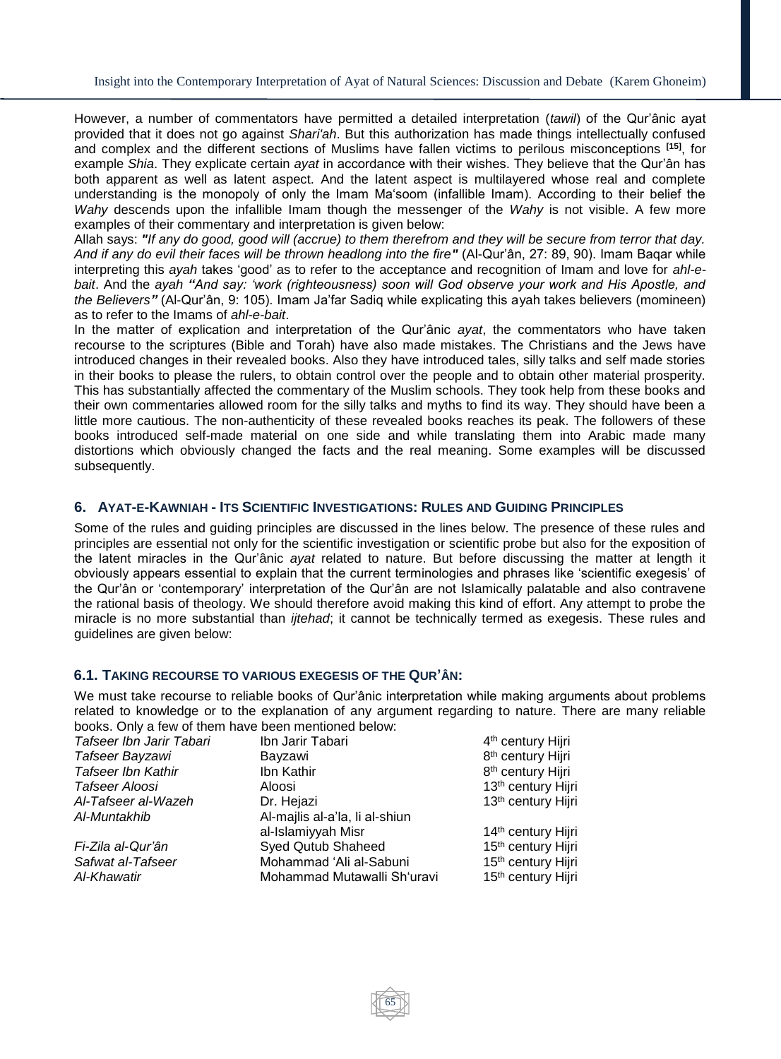However, a number of commentators have permitted a detailed interpretation (*tawil*) of the Qur'ânic ayat provided that it does not go against *Shari'ah*. But this authorization has made things intellectually confused and complex and the different sections of Muslims have fallen victims to perilous misconceptions **[15]**, for example *Shia*. They explicate certain *ayat* in accordance with their wishes. They believe that the Qur'ân has both apparent as well as latent aspect. And the latent aspect is multilayered whose real and complete understanding is the monopoly of only the Imam Ma'soom (infallible Imam). According to their belief the *Wahy* descends upon the infallible Imam though the messenger of the *Wahy* is not visible. A few more examples of their commentary and interpretation is given below:

Allah says: ***"If any do good, good will (accrue) to them therefrom and they will be secure from terror that day. And if any do evil their faces will be thrown headlong into the fire"*** (Al-Qur'ân, 27: 89, 90). Imam Baqar while interpreting this *ayah* takes 'good' as to refer to the acceptance and recognition of Imam and love for *ahl-e-bait*. And the *ayah* ***"And say: 'work (righteousness) soon will God observe your work and His Apostle, and the Believers"*** (Al-Qur'ân, 9: 105). Imam Ja'far Sadiq while explicating this ayah takes believers (momineen) as to refer to the Imams of *ahl-e-bait*.

In the matter of explication and interpretation of the Qur'ânic *ayat*, the commentators who have taken recourse to the scriptures (Bible and Torah) have also made mistakes. The Christians and the Jews have introduced changes in their revealed books. Also they have introduced tales, silly talks and self made stories in their books to please the rulers, to obtain control over the people and to obtain other material prosperity. This has substantially affected the commentary of the Muslim schools. They took help from these books and their own commentaries allowed room for the silly talks and myths to find its way. They should have been a little more cautious. The non-authenticity of these revealed books reaches its peak. The followers of these books introduced self-made material on one side and while translating them into Arabic made many distortions which obviously changed the facts and the real meaning. Some examples will be discussed subsequently.

## 6. AYAT-E-KAWNIAH - ITS SCIENTIFIC INVESTIGATIONS: RULES AND GUIDING PRINCIPLES

Some of the rules and guiding principles are discussed in the lines below. The presence of these rules and principles are essential not only for the scientific investigation or scientific probe but also for the exposition of the latent miracles in the Qur'ânic *ayat* related to nature. But before discussing the matter at length it obviously appears essential to explain that the current terminologies and phrases like 'scientific exegesis' of the Qur'ân or 'contemporary' interpretation of the Qur'ân are not Islamically palatable and also contravene the rational basis of theology. We should therefore avoid making this kind of effort. Any attempt to probe the miracle is no more substantial than *ijtehad*; it cannot be technically termed as exegesis. These rules and guidelines are given below:

### 6.1. TAKING RECOURSE TO VARIOUS EXEGESIS OF THE QUR'ÂN:

We must take recourse to reliable books of Qur'ânic interpretation while making arguments about problems related to knowledge or to the explanation of any argument regarding to nature. There are many reliable books. Only a few of them have been mentioned below:

| | | |
|---|---|---|
| *Tafseer Ibn Jarir Tabari* | Ibn Jarir Tabari | 4th century Hijri |
| *Tafseer Bayzawi* | Bayzawi | 8th century Hijri |
| *Tafseer Ibn Kathir* | Ibn Kathir | 8th century Hijri |
| *Tafseer Aloosi* | Aloosi | 13th century Hijri |
| *Al-Tafseer al-Wazeh* | Dr. Hejazi | 13th century Hijri |
| *Al-Muntakhib* | Al-majlis al-a'la, li al-shiun al-Islamiyyah Misr | 14th century Hijri |
| *Fi-Zila al-Qur'ân* | Syed Qutub Shaheed | 15th century Hijri |
| *Safwat al-Tafseer* | Mohammad 'Ali al-Sabuni | 15th century Hijri |
| *Al-Khawatir* | Mohammad Mutawalli Sh'uravi | 15th century Hijri |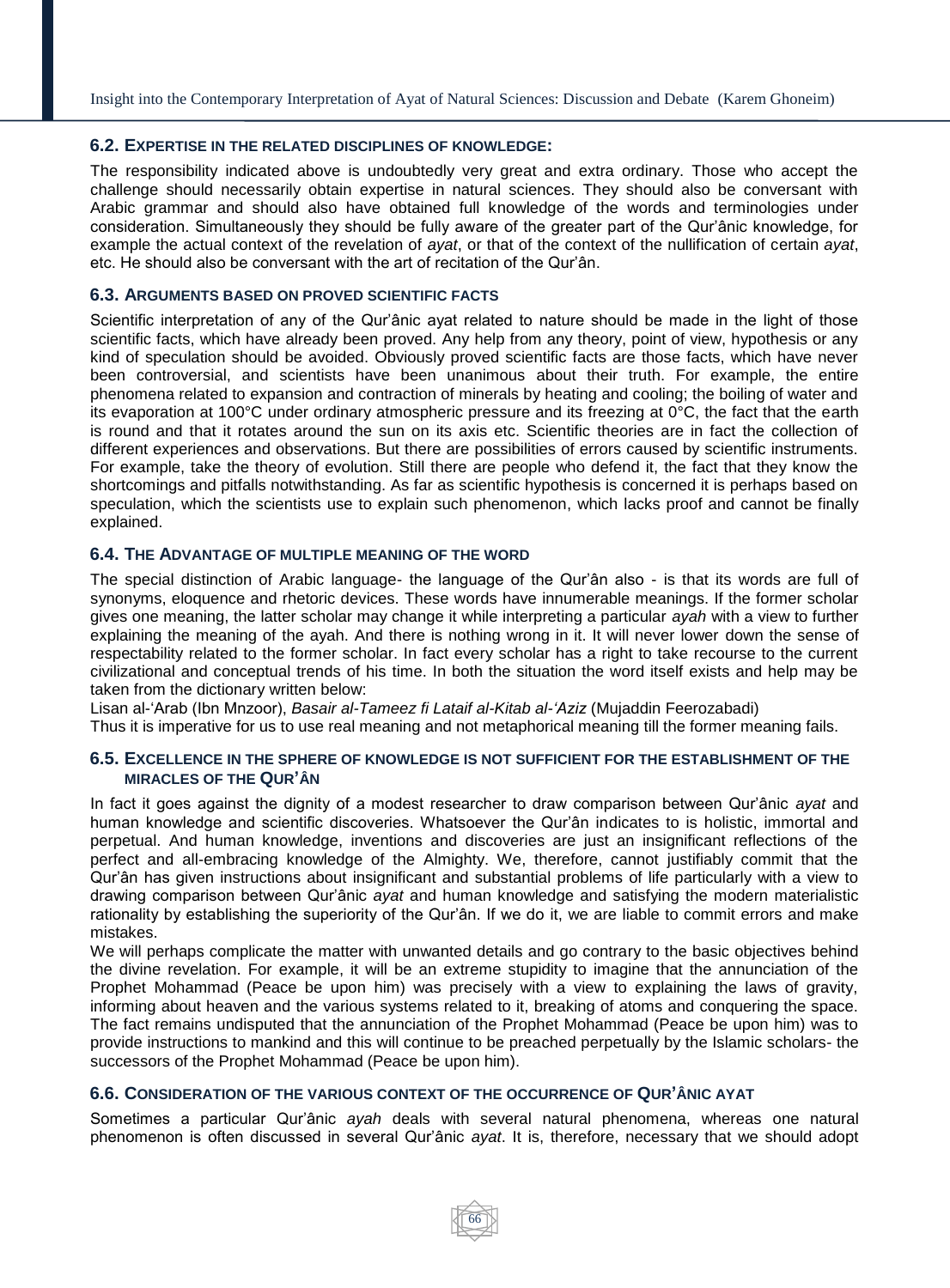### 6.2. Expertise in the Related Disciplines of Knowledge:

The responsibility indicated above is undoubtedly very great and extra ordinary. Those who accept the challenge should necessarily obtain expertise in natural sciences. They should also be conversant with Arabic grammar and should also have obtained full knowledge of the words and terminologies under consideration. Simultaneously they should be fully aware of the greater part of the Qur'ânic knowledge, for example the actual context of the revelation of *ayat*, or that of the context of the nullification of certain *ayat*, etc. He should also be conversant with the art of recitation of the Qur'ân.

### 6.3. Arguments Based on Proved Scientific Facts

Scientific interpretation of any of the Qur'ânic ayat related to nature should be made in the light of those scientific facts, which have already been proved. Any help from any theory, point of view, hypothesis or any kind of speculation should be avoided. Obviously proved scientific facts are those facts, which have never been controversial, and scientists have been unanimous about their truth. For example, the entire phenomena related to expansion and contraction of minerals by heating and cooling; the boiling of water and its evaporation at 100°C under ordinary atmospheric pressure and its freezing at 0°C, the fact that the earth is round and that it rotates around the sun on its axis etc. Scientific theories are in fact the collection of different experiences and observations. But there are possibilities of errors caused by scientific instruments. For example, take the theory of evolution. Still there are people who defend it, the fact that they know the shortcomings and pitfalls notwithstanding. As far as scientific hypothesis is concerned it is perhaps based on speculation, which the scientists use to explain such phenomenon, which lacks proof and cannot be finally explained.

### 6.4. The Advantage of Multiple Meaning of the Word

The special distinction of Arabic language- the language of the Qur'ân also - is that its words are full of synonyms, eloquence and rhetoric devices. These words have innumerable meanings. If the former scholar gives one meaning, the latter scholar may change it while interpreting a particular *ayah* with a view to further explaining the meaning of the ayah. And there is nothing wrong in it. It will never lower down the sense of respectability related to the former scholar. In fact every scholar has a right to take recourse to the current civilizational and conceptual trends of his time. In both the situation the word itself exists and help may be taken from the dictionary written below:

Lisan al-'Arab (Ibn Mnzoor), *Basair al-Tameez fi Lataif al-Kitab al-'Aziz* (Mujaddin Feerozabadi)

Thus it is imperative for us to use real meaning and not metaphorical meaning till the former meaning fails.

### 6.5. Excellence in the Sphere of Knowledge is not Sufficient for the Establishment of the Miracles of the Qur'ân

In fact it goes against the dignity of a modest researcher to draw comparison between Qur'ânic *ayat* and human knowledge and scientific discoveries. Whatsoever the Qur'ân indicates to is holistic, immortal and perpetual. And human knowledge, inventions and discoveries are just an insignificant reflections of the perfect and all-embracing knowledge of the Almighty. We, therefore, cannot justifiably commit that the Qur'ân has given instructions about insignificant and substantial problems of life particularly with a view to drawing comparison between Qur'ânic *ayat* and human knowledge and satisfying the modern materialistic rationality by establishing the superiority of the Qur'ân. If we do it, we are liable to commit errors and make mistakes.

We will perhaps complicate the matter with unwanted details and go contrary to the basic objectives behind the divine revelation. For example, it will be an extreme stupidity to imagine that the annunciation of the Prophet Mohammad (Peace be upon him) was precisely with a view to explaining the laws of gravity, informing about heaven and the various systems related to it, breaking of atoms and conquering the space. The fact remains undisputed that the annunciation of the Prophet Mohammad (Peace be upon him) was to provide instructions to mankind and this will continue to be preached perpetually by the Islamic scholars- the successors of the Prophet Mohammad (Peace be upon him).

### 6.6. Consideration of the Various Context of the Occurrence of Qur'ânic Ayat

Sometimes a particular Qur'ânic *ayah* deals with several natural phenomena, whereas one natural phenomenon is often discussed in several Qur'ânic *ayat*. It is, therefore, necessary that we should adopt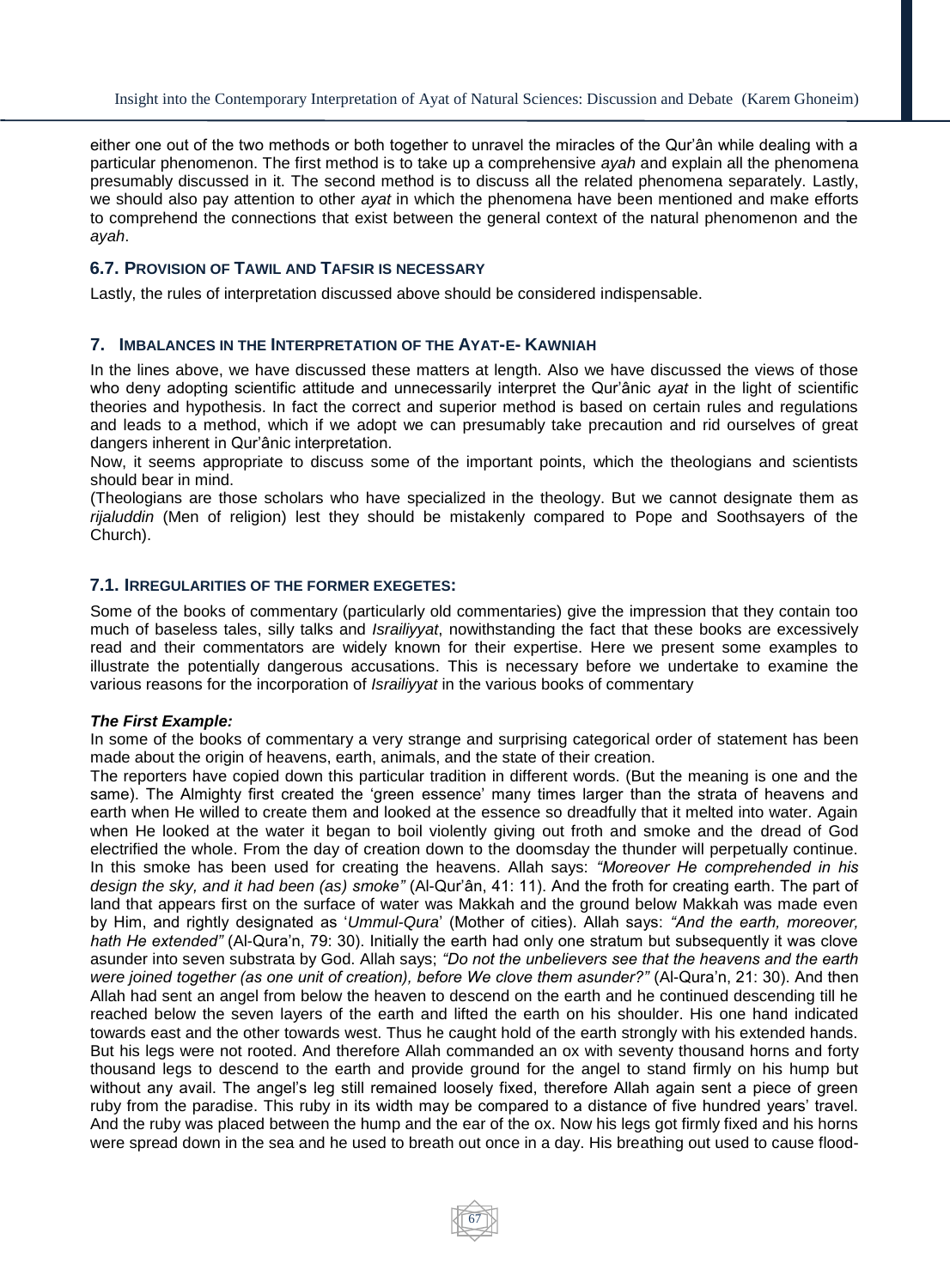either one out of the two methods or both together to unravel the miracles of the Qur'ân while dealing with a particular phenomenon. The first method is to take up a comprehensive *ayah* and explain all the phenomena presumably discussed in it. The second method is to discuss all the related phenomena separately. Lastly, we should also pay attention to other *ayat* in which the phenomena have been mentioned and make efforts to comprehend the connections that exist between the general context of the natural phenomenon and the *ayah*.

### 6.7. Provision of Tawil and Tafsir is necessary

Lastly, the rules of interpretation discussed above should be considered indispensable.

## 7. Imbalances in the Interpretation of the Ayat-e- Kawniah

In the lines above, we have discussed these matters at length. Also we have discussed the views of those who deny adopting scientific attitude and unnecessarily interpret the Qur'ânic *ayat* in the light of scientific theories and hypothesis. In fact the correct and superior method is based on certain rules and regulations and leads to a method, which if we adopt we can presumably take precaution and rid ourselves of great dangers inherent in Qur'ânic interpretation.

Now, it seems appropriate to discuss some of the important points, which the theologians and scientists should bear in mind.

(Theologians are those scholars who have specialized in the theology. But we cannot designate them as *rijaluddin* (Men of religion) lest they should be mistakenly compared to Pope and Soothsayers of the Church).

### 7.1. Irregularities of the former exegetes:

Some of the books of commentary (particularly old commentaries) give the impression that they contain too much of baseless tales, silly talks and *Israiliyyat*, nowithstanding the fact that these books are excessively read and their commentators are widely known for their expertise. Here we present some examples to illustrate the potentially dangerous accusations. This is necessary before we undertake to examine the various reasons for the incorporation of *Israiliyyat* in the various books of commentary

***The First Example:***

In some of the books of commentary a very strange and surprising categorical order of statement has been made about the origin of heavens, earth, animals, and the state of their creation.

The reporters have copied down this particular tradition in different words. (But the meaning is one and the same). The Almighty first created the 'green essence' many times larger than the strata of heavens and earth when He willed to create them and looked at the essence so dreadfully that it melted into water. Again when He looked at the water it began to boil violently giving out froth and smoke and the dread of God electrified the whole. From the day of creation down to the doomsday the thunder will perpetually continue. In this smoke has been used for creating the heavens. Allah says: *"Moreover He comprehended in his design the sky, and it had been (as) smoke"* (Al-Qur'ân, 41: 11). And the froth for creating earth. The part of land that appears first on the surface of water was Makkah and the ground below Makkah was made even by Him, and rightly designated as '*Ummul-Qura*' (Mother of cities). Allah says: *"And the earth, moreover, hath He extended"* (Al-Qura'n, 79: 30). Initially the earth had only one stratum but subsequently it was clove asunder into seven substrata by God. Allah says; *"Do not the unbelievers see that the heavens and the earth were joined together (as one unit of creation), before We clove them asunder?"* (Al-Qura'n, 21: 30). And then Allah had sent an angel from below the heaven to descend on the earth and he continued descending till he reached below the seven layers of the earth and lifted the earth on his shoulder. His one hand indicated towards east and the other towards west. Thus he caught hold of the earth strongly with his extended hands. But his legs were not rooted. And therefore Allah commanded an ox with seventy thousand horns and forty thousand legs to descend to the earth and provide ground for the angel to stand firmly on his hump but without any avail. The angel's leg still remained loosely fixed, therefore Allah again sent a piece of green ruby from the paradise. This ruby in its width may be compared to a distance of five hundred years' travel. And the ruby was placed between the hump and the ear of the ox. Now his legs got firmly fixed and his horns were spread down in the sea and he used to breath out once in a day. His breathing out used to cause flood-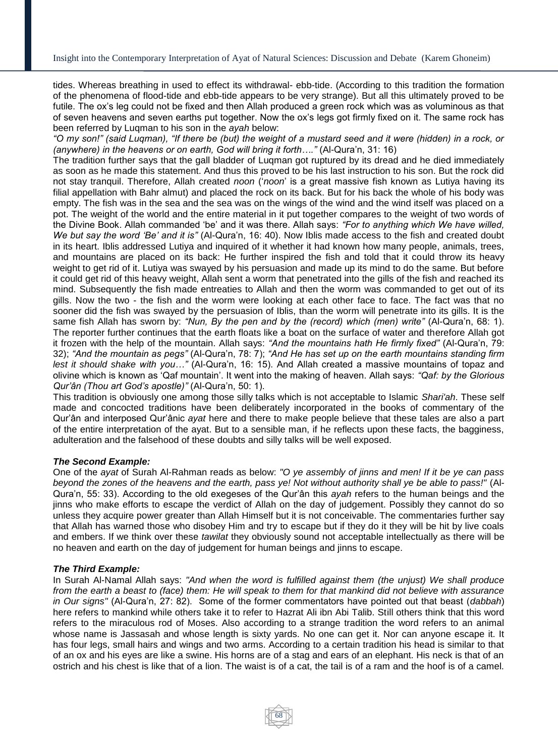tides. Whereas breathing in used to effect its withdrawal- ebb-tide. (According to this tradition the formation of the phenomena of flood-tide and ebb-tide appears to be very strange). But all this ultimately proved to be futile. The ox's leg could not be fixed and then Allah produced a green rock which was as voluminous as that of seven heavens and seven earths put together. Now the ox's legs got firmly fixed on it. The same rock has been referred by Luqman to his son in the *ayah* below:

*"O my son!" (said Luqman), "If there be (but) the weight of a mustard seed and it were (hidden) in a rock, or (anywhere) in the heavens or on earth, God will bring it forth…."* (Al-Qura'n, 31: 16)

The tradition further says that the gall bladder of Luqman got ruptured by its dread and he died immediately as soon as he made this statement. And thus this proved to be his last instruction to his son. But the rock did not stay tranquil. Therefore, Allah created *noon* ('*noon*' is a great massive fish known as Lutiya having its filial appellation with Bahr almut) and placed the rock on its back. But for his back the whole of his body was empty. The fish was in the sea and the sea was on the wings of the wind and the wind itself was placed on a pot. The weight of the world and the entire material in it put together compares to the weight of two words of the Divine Book. Allah commanded 'be' and it was there. Allah says: *"For to anything which We have willed, We but say the word 'Be' and it is"* (Al-Qura'n, 16: 40). Now Iblis made access to the fish and created doubt in its heart. Iblis addressed Lutiya and inquired of it whether it had known how many people, animals, trees, and mountains are placed on its back: He further inspired the fish and told that it could throw its heavy weight to get rid of it. Lutiya was swayed by his persuasion and made up its mind to do the same. But before it could get rid of this heavy weight, Allah sent a worm that penetrated into the gills of the fish and reached its mind. Subsequently the fish made entreaties to Allah and then the worm was commanded to get out of its gills. Now the two - the fish and the worm were looking at each other face to face. The fact was that no sooner did the fish was swayed by the persuasion of Iblis, than the worm will penetrate into its gills. It is the same fish Allah has sworn by: *"Nun, By the pen and by the (record) which (men) write"* (Al-Qura'n, 68: 1). The reporter further continues that the earth floats like a boat on the surface of water and therefore Allah got it frozen with the help of the mountain. Allah says: *"And the mountains hath He firmly fixed"* (Al-Qura'n, 79: 32); *"And the mountain as pegs"* (Al-Qura'n, 78: 7); *"And He has set up on the earth mountains standing firm lest it should shake with you…"* (Al-Qura'n, 16: 15). And Allah created a massive mountains of topaz and olivine which is known as 'Qaf mountain'. It went into the making of heaven. Allah says: *"Qaf: by the Glorious Qur'ân (Thou art God's apostle)"* (Al-Qura'n, 50: 1).

This tradition is obviously one among those silly talks which is not acceptable to Islamic *Shari'ah*. These self made and concocted traditions have been deliberately incorporated in the books of commentary of the Qur'ân and interposed Qur'ânic *ayat* here and there to make people believe that these tales are also a part of the entire interpretation of the ayat. But to a sensible man, if he reflects upon these facts, the bagginess, adulteration and the falsehood of these doubts and silly talks will be well exposed.

***The Second Example:***

One of the *ayat* of Surah Al-Rahman reads as below: *"O ye assembly of jinns and men! If it be ye can pass beyond the zones of the heavens and the earth, pass ye! Not without authority shall ye be able to pass!"* (Al-Qura'n, 55: 33). According to the old exegeses of the Qur'ân this *ayah* refers to the human beings and the jinns who make efforts to escape the verdict of Allah on the day of judgement. Possibly they cannot do so unless they acquire power greater than Allah Himself but it is not conceivable. The commentaries further say that Allah has warned those who disobey Him and try to escape but if they do it they will be hit by live coals and embers. If we think over these *tawilat* they obviously sound not acceptable intellectually as there will be no heaven and earth on the day of judgement for human beings and jinns to escape.

***The Third Example:***

In Surah Al-Namal Allah says: *"And when the word is fulfilled against them (the unjust) We shall produce from the earth a beast to (face) them: He will speak to them for that mankind did not believe with assurance in Our signs"* (Al-Qura'n, 27: 82). Some of the former commentators have pointed out that beast (*dabbah*) here refers to mankind while others take it to refer to Hazrat Ali ibn Abi Talib. Still others think that this word refers to the miraculous rod of Moses. Also according to a strange tradition the word refers to an animal whose name is Jassasah and whose length is sixty yards. No one can get it. Nor can anyone escape it. It has four legs, small hairs and wings and two arms. According to a certain tradition his head is similar to that of an ox and his eyes are like a swine. His horns are of a stag and ears of an elephant. His neck is that of an ostrich and his chest is like that of a lion. The waist is of a cat, the tail is of a ram and the hoof is of a camel.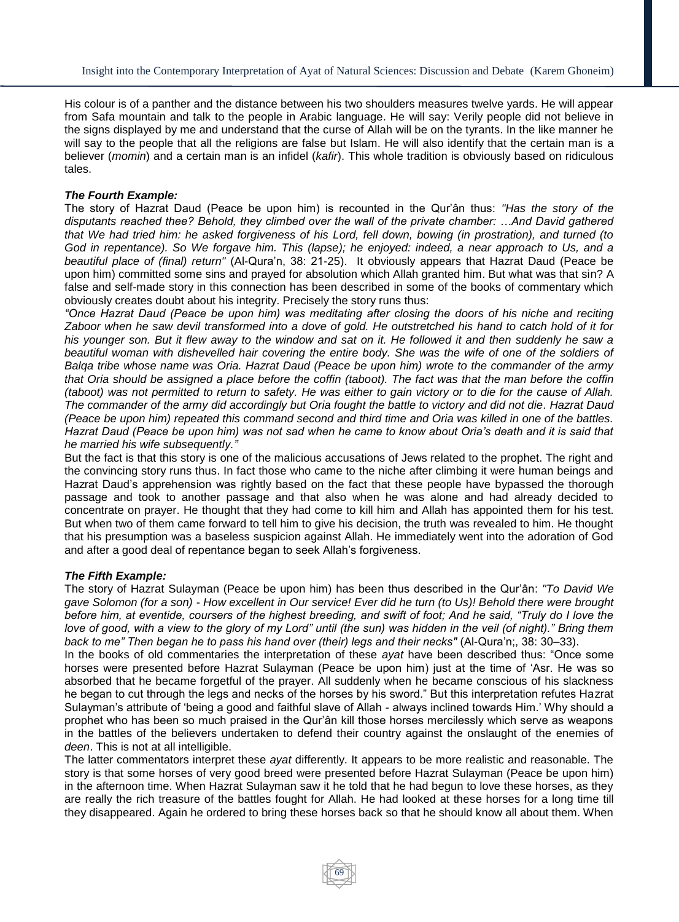His colour is of a panther and the distance between his two shoulders measures twelve yards. He will appear from Safa mountain and talk to the people in Arabic language. He will say: Verily people did not believe in the signs displayed by me and understand that the curse of Allah will be on the tyrants. In the like manner he will say to the people that all the religions are false but Islam. He will also identify that the certain man is a believer (*momin*) and a certain man is an infidel (*kafir*). This whole tradition is obviously based on ridiculous tales.

***The Fourth Example:***

The story of Hazrat Daud (Peace be upon him) is recounted in the Qur'ân thus: *"Has the story of the disputants reached thee? Behold, they climbed over the wall of the private chamber: …And David gathered that We had tried him: he asked forgiveness of his Lord, fell down, bowing (in prostration), and turned (to God in repentance). So We forgave him. This (lapse); he enjoyed: indeed, a near approach to Us, and a beautiful place of (final) return"* (Al-Qura'n, 38: 21-25). It obviously appears that Hazrat Daud (Peace be upon him) committed some sins and prayed for absolution which Allah granted him. But what was that sin? A false and self-made story in this connection has been described in some of the books of commentary which obviously creates doubt about his integrity. Precisely the story runs thus:

*"Once Hazrat Daud (Peace be upon him) was meditating after closing the doors of his niche and reciting Zaboor when he saw devil transformed into a dove of gold. He outstretched his hand to catch hold of it for his younger son. But it flew away to the window and sat on it. He followed it and then suddenly he saw a beautiful woman with dishevelled hair covering the entire body. She was the wife of one of the soldiers of Balqa tribe whose name was Oria. Hazrat Daud (Peace be upon him) wrote to the commander of the army that Oria should be assigned a place before the coffin (taboot). The fact was that the man before the coffin (taboot) was not permitted to return to safety. He was either to gain victory or to die for the cause of Allah. The commander of the army did accordingly but Oria fought the battle to victory and did not die. Hazrat Daud (Peace be upon him) repeated this command second and third time and Oria was killed in one of the battles. Hazrat Daud (Peace be upon him) was not sad when he came to know about Oria's death and it is said that he married his wife subsequently."*

But the fact is that this story is one of the malicious accusations of Jews related to the prophet. The right and the convincing story runs thus. In fact those who came to the niche after climbing it were human beings and Hazrat Daud's apprehension was rightly based on the fact that these people have bypassed the thorough passage and took to another passage and that also when he was alone and had already decided to concentrate on prayer. He thought that they had come to kill him and Allah has appointed them for his test. But when two of them came forward to tell him to give his decision, the truth was revealed to him. He thought that his presumption was a baseless suspicion against Allah. He immediately went into the adoration of God and after a good deal of repentance began to seek Allah's forgiveness.

***The Fifth Example:***

The story of Hazrat Sulayman (Peace be upon him) has been thus described in the Qur'ân: *"To David We gave Solomon (for a son) - How excellent in Our service! Ever did he turn (to Us)! Behold there were brought before him, at eventide, coursers of the highest breeding, and swift of foot; And he said, "Truly do I love the love of good, with a view to the glory of my Lord" until (the sun) was hidden in the veil (of night)." Bring them back to me" Then began he to pass his hand over (their) legs and their necks"* (Al-Qura'n;, 38: 30–33).

In the books of old commentaries the interpretation of these *ayat* have been described thus: "Once some horses were presented before Hazrat Sulayman (Peace be upon him) just at the time of 'Asr. He was so absorbed that he became forgetful of the prayer. All suddenly when he became conscious of his slackness he began to cut through the legs and necks of the horses by his sword." But this interpretation refutes Hazrat Sulayman's attribute of 'being a good and faithful slave of Allah - always inclined towards Him.' Why should a prophet who has been so much praised in the Qur'ân kill those horses mercilessly which serve as weapons in the battles of the believers undertaken to defend their country against the onslaught of the enemies of *deen*. This is not at all intelligible.

The latter commentators interpret these *ayat* differently. It appears to be more realistic and reasonable. The story is that some horses of very good breed were presented before Hazrat Sulayman (Peace be upon him) in the afternoon time. When Hazrat Sulayman saw it he told that he had begun to love these horses, as they are really the rich treasure of the battles fought for Allah. He had looked at these horses for a long time till they disappeared. Again he ordered to bring these horses back so that he should know all about them. When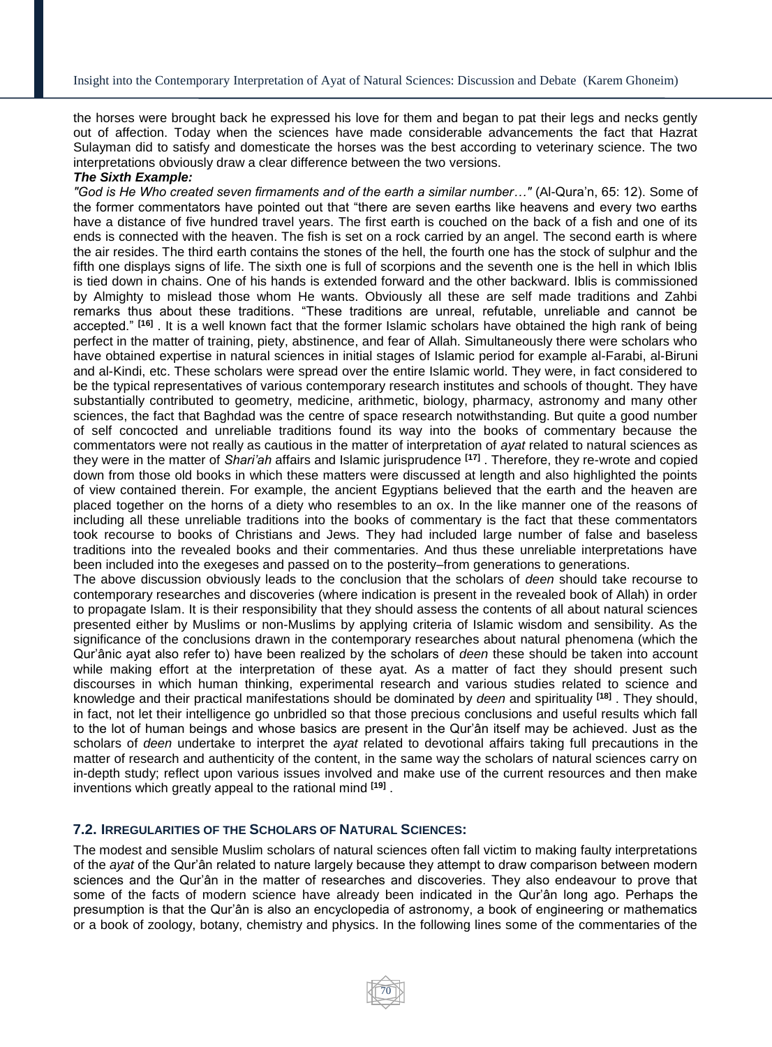the horses were brought back he expressed his love for them and began to pat their legs and necks gently out of affection. Today when the sciences have made considerable advancements the fact that Hazrat Sulayman did to satisfy and domesticate the horses was the best according to veterinary science. The two interpretations obviously draw a clear difference between the two versions.

***The Sixth Example:***

*"God is He Who created seven firmaments and of the earth a similar number…"* (Al-Qura'n, 65: 12). Some of the former commentators have pointed out that "there are seven earths like heavens and every two earths have a distance of five hundred travel years. The first earth is couched on the back of a fish and one of its ends is connected with the heaven. The fish is set on a rock carried by an angel. The second earth is where the air resides. The third earth contains the stones of the hell, the fourth one has the stock of sulphur and the fifth one displays signs of life. The sixth one is full of scorpions and the seventh one is the hell in which Iblis is tied down in chains. One of his hands is extended forward and the other backward. Iblis is commissioned by Almighty to mislead those whom He wants. Obviously all these are self made traditions and Zahbi remarks thus about these traditions. "These traditions are unreal, refutable, unreliable and cannot be accepted." [16] . It is a well known fact that the former Islamic scholars have obtained the high rank of being perfect in the matter of training, piety, abstinence, and fear of Allah. Simultaneously there were scholars who have obtained expertise in natural sciences in initial stages of Islamic period for example al-Farabi, al-Biruni and al-Kindi, etc. These scholars were spread over the entire Islamic world. They were, in fact considered to be the typical representatives of various contemporary research institutes and schools of thought. They have substantially contributed to geometry, medicine, arithmetic, biology, pharmacy, astronomy and many other sciences, the fact that Baghdad was the centre of space research notwithstanding. But quite a good number of self concocted and unreliable traditions found its way into the books of commentary because the commentators were not really as cautious in the matter of interpretation of *ayat* related to natural sciences as they were in the matter of *Shari'ah* affairs and Islamic jurisprudence [17] . Therefore, they re-wrote and copied down from those old books in which these matters were discussed at length and also highlighted the points of view contained therein. For example, the ancient Egyptians believed that the earth and the heaven are placed together on the horns of a diety who resembles to an ox. In the like manner one of the reasons of including all these unreliable traditions into the books of commentary is the fact that these commentators took recourse to books of Christians and Jews. They had included large number of false and baseless traditions into the revealed books and their commentaries. And thus these unreliable interpretations have been included into the exegeses and passed on to the posterity–from generations to generations.

The above discussion obviously leads to the conclusion that the scholars of *deen* should take recourse to contemporary researches and discoveries (where indication is present in the revealed book of Allah) in order to propagate Islam. It is their responsibility that they should assess the contents of all about natural sciences presented either by Muslims or non-Muslims by applying criteria of Islamic wisdom and sensibility. As the significance of the conclusions drawn in the contemporary researches about natural phenomena (which the Qur'ânic ayat also refer to) have been realized by the scholars of *deen* these should be taken into account while making effort at the interpretation of these ayat. As a matter of fact they should present such discourses in which human thinking, experimental research and various studies related to science and knowledge and their practical manifestations should be dominated by *deen* and spirituality [18] . They should, in fact, not let their intelligence go unbridled so that those precious conclusions and useful results which fall to the lot of human beings and whose basics are present in the Qur'ân itself may be achieved. Just as the scholars of *deen* undertake to interpret the *ayat* related to devotional affairs taking full precautions in the matter of research and authenticity of the content, in the same way the scholars of natural sciences carry on in-depth study; reflect upon various issues involved and make use of the current resources and then make inventions which greatly appeal to the rational mind [19] .

### 7.2. Irregularities of the Scholars of Natural Sciences:

The modest and sensible Muslim scholars of natural sciences often fall victim to making faulty interpretations of the *ayat* of the Qur'ân related to nature largely because they attempt to draw comparison between modern sciences and the Qur'ân in the matter of researches and discoveries. They also endeavour to prove that some of the facts of modern science have already been indicated in the Qur'ân long ago. Perhaps the presumption is that the Qur'ân is also an encyclopedia of astronomy, a book of engineering or mathematics or a book of zoology, botany, chemistry and physics. In the following lines some of the commentaries of the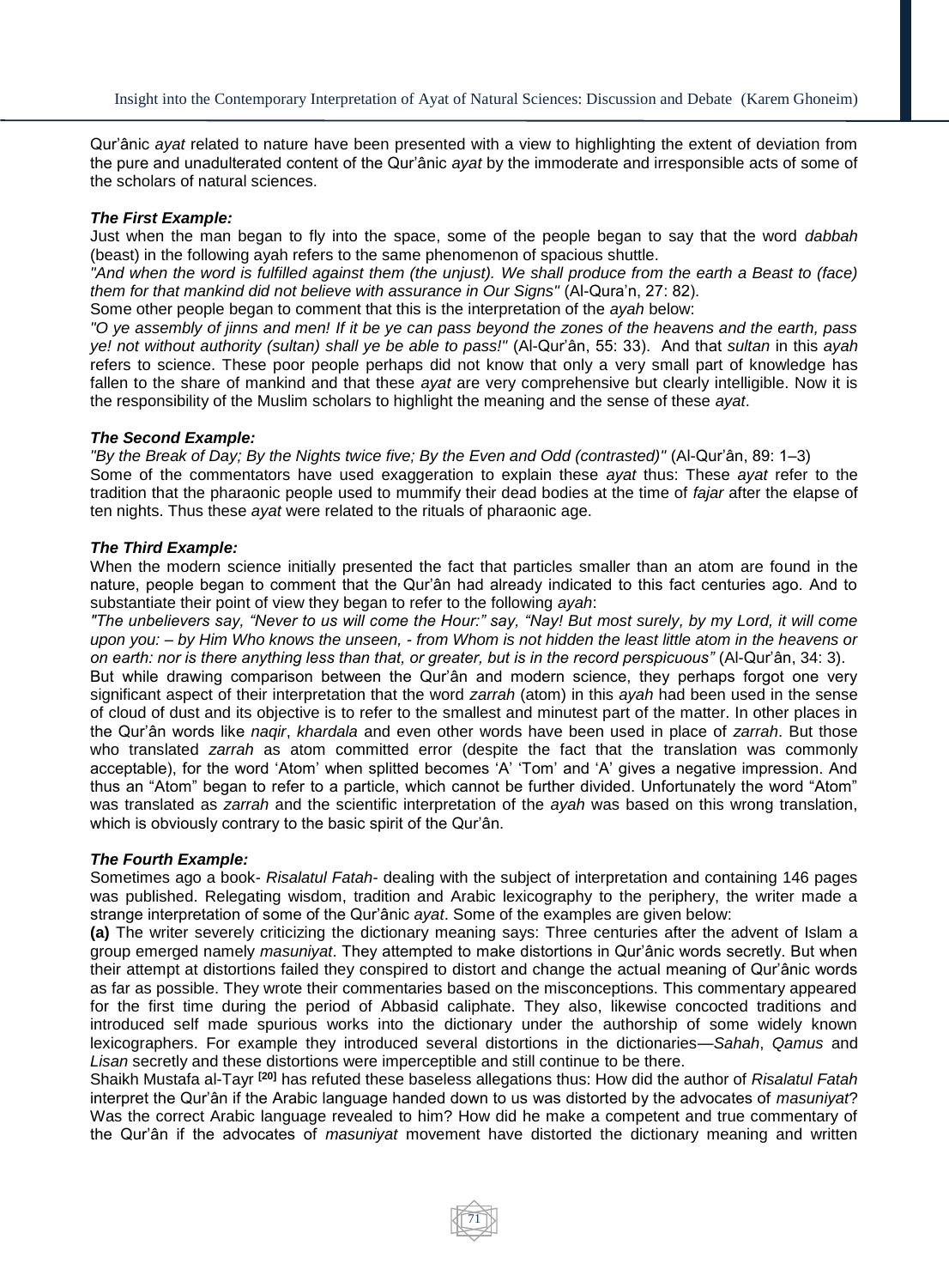Qur'ânic *ayat* related to nature have been presented with a view to highlighting the extent of deviation from the pure and unadulterated content of the Qur'ânic *ayat* by the immoderate and irresponsible acts of some of the scholars of natural sciences.

***The First Example:***

Just when the man began to fly into the space, some of the people began to say that the word *dabbah* (beast) in the following ayah refers to the same phenomenon of spacious shuttle.

*"And when the word is fulfilled against them (the unjust). We shall produce from the earth a Beast to (face) them for that mankind did not believe with assurance in Our Signs"* (Al-Qura'n, 27: 82).

Some other people began to comment that this is the interpretation of the *ayah* below:

*"O ye assembly of jinns and men! If it be ye can pass beyond the zones of the heavens and the earth, pass ye! not without authority (sultan) shall ye be able to pass!"* (Al-Qur'ân, 55: 33). And that *sultan* in this *ayah* refers to science. These poor people perhaps did not know that only a very small part of knowledge has fallen to the share of mankind and that these *ayat* are very comprehensive but clearly intelligible. Now it is the responsibility of the Muslim scholars to highlight the meaning and the sense of these *ayat*.

***The Second Example:***

*"By the Break of Day; By the Nights twice five; By the Even and Odd (contrasted)"* (Al-Qur'ân, 89: 1–3)

Some of the commentators have used exaggeration to explain these *ayat* thus: These *ayat* refer to the tradition that the pharaonic people used to mummify their dead bodies at the time of *fajar* after the elapse of ten nights. Thus these *ayat* were related to the rituals of pharaonic age.

***The Third Example:***

When the modern science initially presented the fact that particles smaller than an atom are found in the nature, people began to comment that the Qur'ân had already indicated to this fact centuries ago. And to substantiate their point of view they began to refer to the following *ayah*:

*"The unbelievers say, "Never to us will come the Hour:" say, "Nay! But most surely, by my Lord, it will come upon you: – by Him Who knows the unseen, - from Whom is not hidden the least little atom in the heavens or on earth: nor is there anything less than that, or greater, but is in the record perspicuous"* (Al-Qur'ân, 34: 3).

But while drawing comparison between the Qur'ân and modern science, they perhaps forgot one very significant aspect of their interpretation that the word *zarrah* (atom) in this *ayah* had been used in the sense of cloud of dust and its objective is to refer to the smallest and minutest part of the matter. In other places in the Qur'ân words like *naqir*, *khardala* and even other words have been used in place of *zarrah*. But those who translated *zarrah* as atom committed error (despite the fact that the translation was commonly acceptable), for the word 'Atom' when splitted becomes 'A' 'Tom' and 'A' gives a negative impression. And thus an "Atom" began to refer to a particle, which cannot be further divided. Unfortunately the word "Atom" was translated as *zarrah* and the scientific interpretation of the *ayah* was based on this wrong translation, which is obviously contrary to the basic spirit of the Qur'ân.

***The Fourth Example:***

Sometimes ago a book- *Risalatul Fatah*- dealing with the subject of interpretation and containing 146 pages was published. Relegating wisdom, tradition and Arabic lexicography to the periphery, the writer made a strange interpretation of some of the Qur'ânic *ayat*. Some of the examples are given below:

**(a)** The writer severely criticizing the dictionary meaning says: Three centuries after the advent of Islam a group emerged namely *masuniyat*. They attempted to make distortions in Qur'ânic words secretly. But when their attempt at distortions failed they conspired to distort and change the actual meaning of Qur'ânic words as far as possible. They wrote their commentaries based on the misconceptions. This commentary appeared for the first time during the period of Abbasid caliphate. They also, likewise concocted traditions and introduced self made spurious works into the dictionary under the authorship of some widely known lexicographers. For example they introduced several distortions in the dictionaries—*Sahah*, *Qamus* and *Lisan* secretly and these distortions were imperceptible and still continue to be there.

Shaikh Mustafa al-Tayr [20] has refuted these baseless allegations thus: How did the author of *Risalatul Fatah* interpret the Qur'ân if the Arabic language handed down to us was distorted by the advocates of *masuniyat*? Was the correct Arabic language revealed to him? How did he make a competent and true commentary of the Qur'ân if the advocates of *masuniyat* movement have distorted the dictionary meaning and written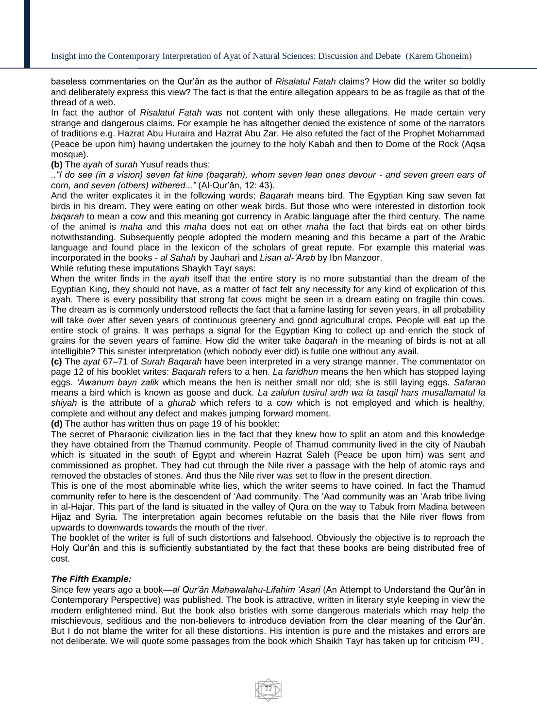baseless commentaries on the Qur'ân as the author of *Risalatul Fatah* claims? How did the writer so boldly and deliberately express this view? The fact is that the entire allegation appears to be as fragile as that of the thread of a web.

In fact the author of *Risalatul Fatah* was not content with only these allegations. He made certain very strange and dangerous claims. For example he has altogether denied the existence of some of the narrators of traditions e.g. Hazrat Abu Huraira and Hazrat Abu Zar. He also refuted the fact of the Prophet Mohammad (Peace be upon him) having undertaken the journey to the holy Kabah and then to Dome of the Rock (Aqsa mosque).

**(b)** The *ayah* of *surah* Yusuf reads thus:

..*"I do see (in a vision) seven fat kine (baqarah), whom seven lean ones devour - and seven green ears of corn, and seven (others) withered..."* (Al-Qur'ân, 12: 43).

And the writer explicates it in the following words; *Baqarah* means bird. The Egyptian King saw seven fat birds in his dream. They were eating on other weak birds. But those who were interested in distortion took *baqarah* to mean a cow and this meaning got currency in Arabic language after the third century. The name of the animal is *maha* and this *maha* does not eat on other *maha* the fact that birds eat on other birds notwithstanding. Subsequently people adopted the modern meaning and this became a part of the Arabic language and found place in the lexicon of the scholars of great repute. For example this material was incorporated in the books - *al Sahah* by Jauhari and *Lisan al-'Arab* by Ibn Manzoor.

While refuting these imputations Shaykh Tayr says:

When the writer finds in the *ayah* itself that the entire story is no more substantial than the dream of the Egyptian King, they should not have, as a matter of fact felt any necessity for any kind of explication of this ayah. There is every possibility that strong fat cows might be seen in a dream eating on fragile thin cows. The dream as is commonly understood reflects the fact that a famine lasting for seven years, in all probability will take over after seven years of continuous greenery and good agricultural crops. People will eat up the entire stock of grains. It was perhaps a signal for the Egyptian King to collect up and enrich the stock of grains for the seven years of famine. How did the writer take *baqarah* in the meaning of birds is not at all intelligible? This sinister interpretation (which nobody ever did) is futile one without any avail.

**(c)** The *ayat* 67–71 of *Surah Baqarah* have been interpreted in a very strange manner. The commentator on page 12 of his booklet writes: *Baqarah* refers to a hen. *La faridhun* means the hen which has stopped laying eggs. *'Awanum bayn zalik* which means the hen is neither small nor old; she is still laying eggs. *Safarao* means a bird which is known as goose and duck. *La zalulun tusirul ardh wa la tasqil hars musallamatul la shiyah* is the attribute of a *ghurab* which refers to a cow which is not employed and which is healthy, complete and without any defect and makes jumping forward moment.

**(d)** The author has written thus on page 19 of his booklet:

The secret of Pharaonic civilization lies in the fact that they knew how to split an atom and this knowledge they have obtained from the Thamud community. People of Thamud community lived in the city of Naubah which is situated in the south of Egypt and wherein Hazrat Saleh (Peace be upon him) was sent and commissioned as prophet. They had cut through the Nile river a passage with the help of atomic rays and removed the obstacles of stones. And thus the Nile river was set to flow in the present direction.

This is one of the most abominable white lies, which the writer seems to have coined. In fact the Thamud community refer to here is the descendent of 'Aad community. The 'Aad community was an 'Arab tribe living in al-Hajar. This part of the land is situated in the valley of Qura on the way to Tabuk from Madina between Hijaz and Syria. The interpretation again becomes refutable on the basis that the Nile river flows from upwards to downwards towards the mouth of the river.

The booklet of the writer is full of such distortions and falsehood. Obviously the objective is to reproach the Holy Qur'ân and this is sufficiently substantiated by the fact that these books are being distributed free of cost.

***The Fifth Example:***

Since few years ago a book—*al Qur'ân Mahawalahu-Lifahim 'Asari* (An Attempt to Understand the Qur'ân in Contemporary Perspective) was published. The book is attractive, written in literary style keeping in view the modern enlightened mind. But the book also bristles with some dangerous materials which may help the mischievous, seditious and the non-believers to introduce deviation from the clear meaning of the Qur'ân. But I do not blame the writer for all these distortions. His intention is pure and the mistakes and errors are not deliberate. We will quote some passages from the book which Shaikh Tayr has taken up for criticism [21].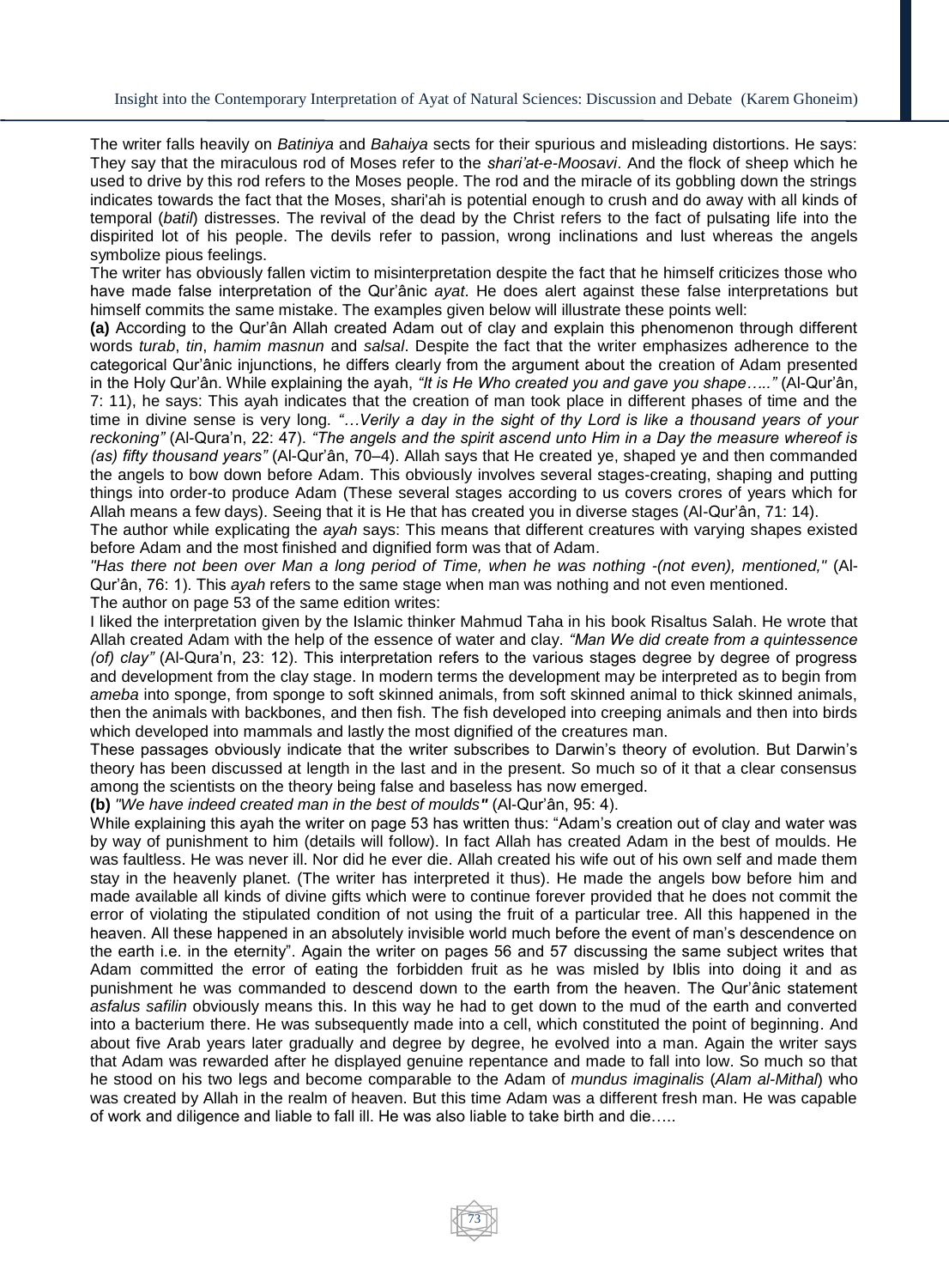The writer falls heavily on *Batiniya* and *Bahaiya* sects for their spurious and misleading distortions. He says: They say that the miraculous rod of Moses refer to the *shari'at-e-Moosavi*. And the flock of sheep which he used to drive by this rod refers to the Moses people. The rod and the miracle of its gobbling down the strings indicates towards the fact that the Moses, shari'ah is potential enough to crush and do away with all kinds of temporal (*batil*) distresses. The revival of the dead by the Christ refers to the fact of pulsating life into the dispirited lot of his people. The devils refer to passion, wrong inclinations and lust whereas the angels symbolize pious feelings.

The writer has obviously fallen victim to misinterpretation despite the fact that he himself criticizes those who have made false interpretation of the Qur'ânic *ayat*. He does alert against these false interpretations but himself commits the same mistake. The examples given below will illustrate these points well:

**(a)** According to the Qur'ân Allah created Adam out of clay and explain this phenomenon through different words *turab*, *tin*, *hamim masnun* and *salsal*. Despite the fact that the writer emphasizes adherence to the categorical Qur'ânic injunctions, he differs clearly from the argument about the creation of Adam presented in the Holy Qur'ân. While explaining the ayah, *"It is He Who created you and gave you shape….."* (Al-Qur'ân, 7: 11), he says: This ayah indicates that the creation of man took place in different phases of time and the time in divine sense is very long. *"…Verily a day in the sight of thy Lord is like a thousand years of your reckoning"* (Al-Qura'n, 22: 47). *"The angels and the spirit ascend unto Him in a Day the measure whereof is (as) fifty thousand years"* (Al-Qur'ân, 70–4). Allah says that He created ye, shaped ye and then commanded the angels to bow down before Adam. This obviously involves several stages-creating, shaping and putting things into order-to produce Adam (These several stages according to us covers crores of years which for Allah means a few days). Seeing that it is He that has created you in diverse stages (Al-Qur'ân, 71: 14).

The author while explicating the *ayah* says: This means that different creatures with varying shapes existed before Adam and the most finished and dignified form was that of Adam.

*"Has there not been over Man a long period of Time, when he was nothing -(not even), mentioned,"* (Al-Qur'ân, 76: 1). This *ayah* refers to the same stage when man was nothing and not even mentioned.

The author on page 53 of the same edition writes:

I liked the interpretation given by the Islamic thinker Mahmud Taha in his book Risaltus Salah. He wrote that Allah created Adam with the help of the essence of water and clay. *"Man We did create from a quintessence (of) clay"* (Al-Qura'n, 23: 12). This interpretation refers to the various stages degree by degree of progress and development from the clay stage. In modern terms the development may be interpreted as to begin from *ameba* into sponge, from sponge to soft skinned animals, from soft skinned animal to thick skinned animals, then the animals with backbones, and then fish. The fish developed into creeping animals and then into birds which developed into mammals and lastly the most dignified of the creatures man.

These passages obviously indicate that the writer subscribes to Darwin's theory of evolution. But Darwin's theory has been discussed at length in the last and in the present. So much so of it that a clear consensus among the scientists on the theory being false and baseless has now emerged.

**(b)** *"We have indeed created man in the best of moulds"* (Al-Qur'ân, 95: 4).

While explaining this ayah the writer on page 53 has written thus: "Adam's creation out of clay and water was by way of punishment to him (details will follow). In fact Allah has created Adam in the best of moulds. He was faultless. He was never ill. Nor did he ever die. Allah created his wife out of his own self and made them stay in the heavenly planet. (The writer has interpreted it thus). He made the angels bow before him and made available all kinds of divine gifts which were to continue forever provided that he does not commit the error of violating the stipulated condition of not using the fruit of a particular tree. All this happened in the heaven. All these happened in an absolutely invisible world much before the event of man's descendence on the earth i.e. in the eternity". Again the writer on pages 56 and 57 discussing the same subject writes that Adam committed the error of eating the forbidden fruit as he was misled by Iblis into doing it and as punishment he was commanded to descend down to the earth from the heaven. The Qur'ânic statement *asfalus safilin* obviously means this. In this way he had to get down to the mud of the earth and converted into a bacterium there. He was subsequently made into a cell, which constituted the point of beginning. And about five Arab years later gradually and degree by degree, he evolved into a man. Again the writer says that Adam was rewarded after he displayed genuine repentance and made to fall into low. So much so that he stood on his two legs and become comparable to the Adam of *mundus imaginalis* (*Alam al-Mithal*) who was created by Allah in the realm of heaven. But this time Adam was a different fresh man. He was capable of work and diligence and liable to fall ill. He was also liable to take birth and die…..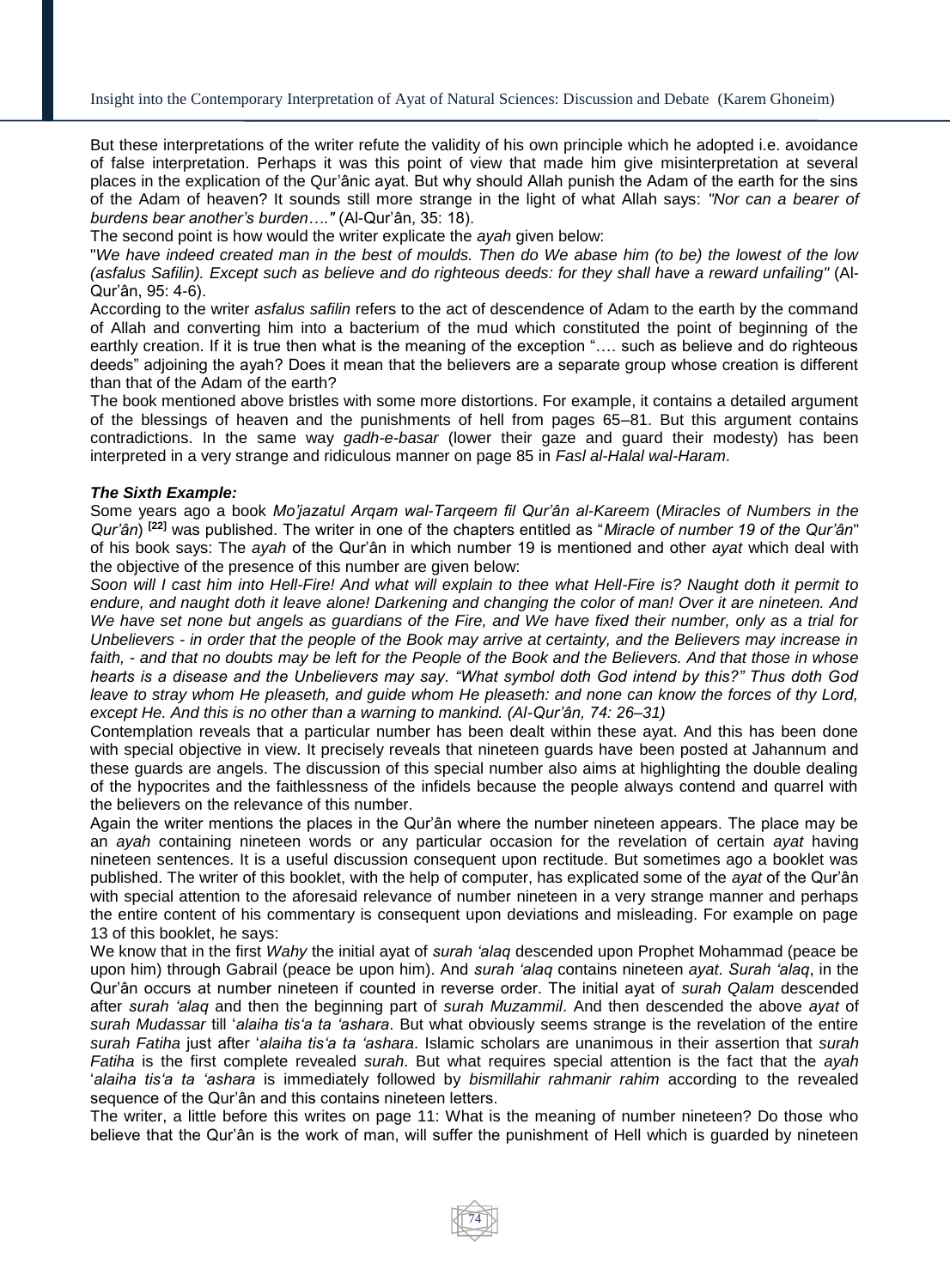But these interpretations of the writer refute the validity of his own principle which he adopted i.e. avoidance of false interpretation. Perhaps it was this point of view that made him give misinterpretation at several places in the explication of the Qur'ânic ayat. But why should Allah punish the Adam of the earth for the sins of the Adam of heaven? It sounds still more strange in the light of what Allah says: *"Nor can a bearer of burdens bear another's burden…."* (Al-Qur'ân, 35: 18).

The second point is how would the writer explicate the *ayah* given below:

"*We have indeed created man in the best of moulds. Then do We abase him (to be) the lowest of the low (asfalus Safilin). Except such as believe and do righteous deeds: for they shall have a reward unfailing"* (Al-Qur'ân, 95: 4-6).

According to the writer *asfalus safilin* refers to the act of descendence of Adam to the earth by the command of Allah and converting him into a bacterium of the mud which constituted the point of beginning of the earthly creation. If it is true then what is the meaning of the exception "…. such as believe and do righteous deeds" adjoining the ayah? Does it mean that the believers are a separate group whose creation is different than that of the Adam of the earth?

The book mentioned above bristles with some more distortions. For example, it contains a detailed argument of the blessings of heaven and the punishments of hell from pages 65–81. But this argument contains contradictions. In the same way *gadh-e-basar* (lower their gaze and guard their modesty) has been interpreted in a very strange and ridiculous manner on page 85 in *Fasl al-Halal wal-Haram*.

***The Sixth Example:***

Some years ago a book *Mo'jazatul Arqam wal-Tarqeem fil Qur'ân al-Kareem* (*Miracles of Numbers in the Qur'ân*) [22] was published. The writer in one of the chapters entitled as "*Miracle of number 19 of the Qur'ân*" of his book says: The *ayah* of the Qur'ân in which number 19 is mentioned and other *ayat* which deal with the objective of the presence of this number are given below:

*Soon will I cast him into Hell-Fire! And what will explain to thee what Hell-Fire is? Naught doth it permit to endure, and naught doth it leave alone! Darkening and changing the color of man! Over it are nineteen. And We have set none but angels as guardians of the Fire, and We have fixed their number, only as a trial for Unbelievers - in order that the people of the Book may arrive at certainty, and the Believers may increase in faith, - and that no doubts may be left for the People of the Book and the Believers. And that those in whose hearts is a disease and the Unbelievers may say. "What symbol doth God intend by this?" Thus doth God leave to stray whom He pleaseth, and guide whom He pleaseth: and none can know the forces of thy Lord, except He. And this is no other than a warning to mankind. (Al-Qur'ân, 74: 26–31)*

Contemplation reveals that a particular number has been dealt within these ayat. And this has been done with special objective in view. It precisely reveals that nineteen guards have been posted at Jahannum and these guards are angels. The discussion of this special number also aims at highlighting the double dealing of the hypocrites and the faithlessness of the infidels because the people always contend and quarrel with the believers on the relevance of this number.

Again the writer mentions the places in the Qur'ân where the number nineteen appears. The place may be an *ayah* containing nineteen words or any particular occasion for the revelation of certain *ayat* having nineteen sentences. It is a useful discussion consequent upon rectitude. But sometimes ago a booklet was published. The writer of this booklet, with the help of computer, has explicated some of the *ayat* of the Qur'ân with special attention to the aforesaid relevance of number nineteen in a very strange manner and perhaps the entire content of his commentary is consequent upon deviations and misleading. For example on page 13 of this booklet, he says:

We know that in the first *Wahy* the initial ayat of *surah 'alaq* descended upon Prophet Mohammad (peace be upon him) through Gabrail (peace be upon him). And *surah 'alaq* contains nineteen *ayat*. *Surah 'alaq*, in the Qur'ân occurs at number nineteen if counted in reverse order. The initial ayat of *surah Qalam* descended after *surah 'alaq* and then the beginning part of *surah Muzammil*. And then descended the above *ayat* of *surah Mudassar* till '*alaiha tis'a ta 'ashara*. But what obviously seems strange is the revelation of the entire *surah Fatiha* just after '*alaiha tis'a ta 'ashara*. Islamic scholars are unanimous in their assertion that *surah Fatiha* is the first complete revealed *surah*. But what requires special attention is the fact that the *ayah* '*alaiha tis'a ta 'ashara* is immediately followed by *bismillahir rahmanir rahim* according to the revealed sequence of the Qur'ân and this contains nineteen letters.

The writer, a little before this writes on page 11: What is the meaning of number nineteen? Do those who believe that the Qur'ân is the work of man, will suffer the punishment of Hell which is guarded by nineteen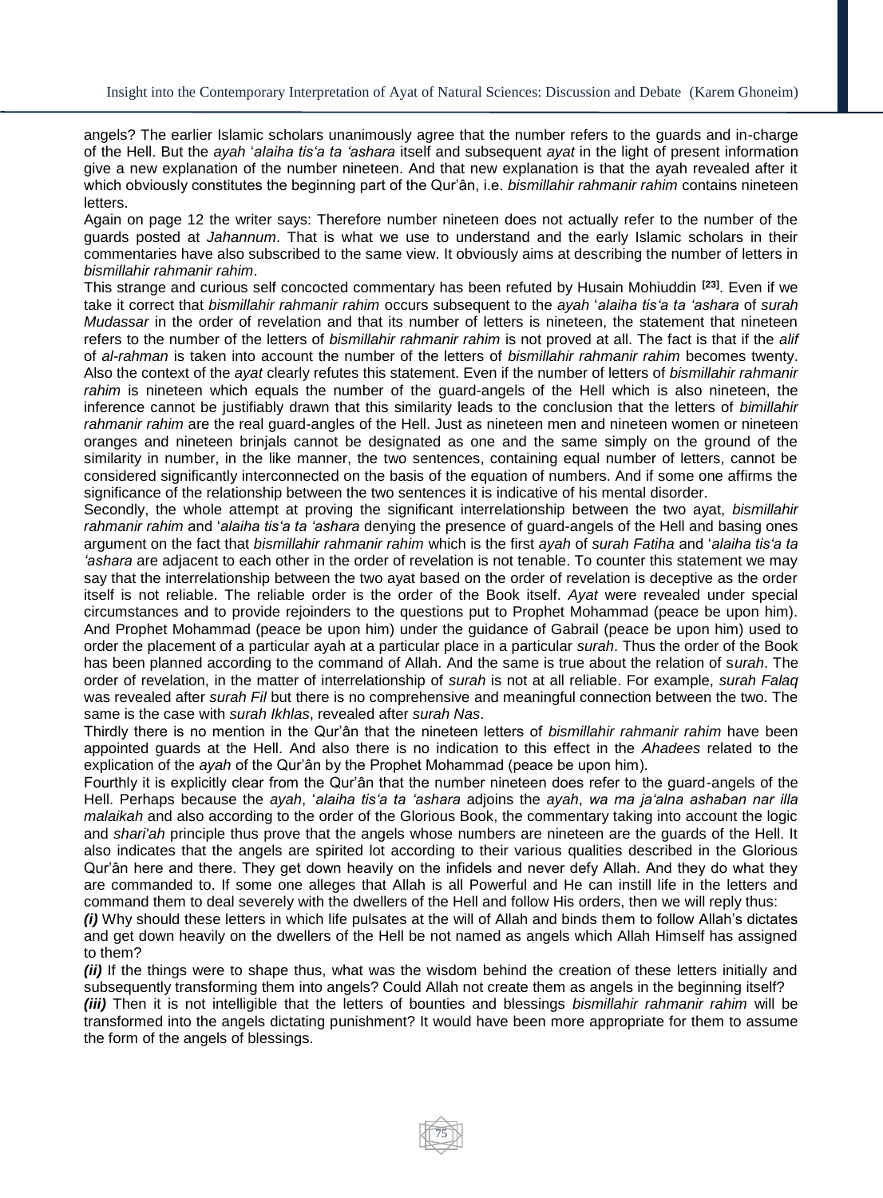angels? The earlier Islamic scholars unanimously agree that the number refers to the guards and in-charge of the Hell. But the *ayah* '*alaiha tis'a ta 'ashara* itself and subsequent *ayat* in the light of present information give a new explanation of the number nineteen. And that new explanation is that the ayah revealed after it which obviously constitutes the beginning part of the Qur'ân, i.e. *bismillahir rahmanir rahim* contains nineteen letters.

Again on page 12 the writer says: Therefore number nineteen does not actually refer to the number of the guards posted at *Jahannum*. That is what we use to understand and the early Islamic scholars in their commentaries have also subscribed to the same view. It obviously aims at describing the number of letters in *bismillahir rahmanir rahim*.

This strange and curious self concocted commentary has been refuted by Husain Mohiuddin [23]. Even if we take it correct that *bismillahir rahmanir rahim* occurs subsequent to the *ayah* '*alaiha tis'a ta 'ashara* of *surah Mudassar* in the order of revelation and that its number of letters is nineteen, the statement that nineteen refers to the number of the letters of *bimillahir rahmanir rahim* is not proved at all. The fact is that if the *alif* of *al-rahman* is taken into account the number of the letters of *bismillahir rahmanir rahim* becomes twenty. Also the context of the *ayat* clearly refutes this statement. Even if the number of letters of *bismillahir rahmanir rahim* is nineteen which equals the number of the guard-angels of the Hell which is also nineteen, the inference cannot be justifiably drawn that this similarity leads to the conclusion that the letters of *bimillahir rahmanir rahim* are the real guard-angles of the Hell. Just as nineteen men and nineteen women or nineteen oranges and nineteen brinjals cannot be designated as one and the same simply on the ground of the similarity in number, in the like manner, the two sentences, containing equal number of letters, cannot be considered significantly interconnected on the basis of the equation of numbers. And if some one affirms the significance of the relationship between the two sentences it is indicative of his mental disorder.

Secondly, the whole attempt at proving the significant interrelationship between the two ayat, *bismillahir rahmanir rahim* and '*alaiha tis'a ta 'ashara* denying the presence of guard-angels of the Hell and basing ones argument on the fact that *bismillahir rahmanir rahim* which is the first *ayah* of *surah Fatiha* and '*alaiha tis'a ta 'ashara* are adjacent to each other in the order of revelation is not tenable. To counter this statement we may say that the interrelationship between the two ayat based on the order of revelation is deceptive as the order itself is not reliable. The reliable order is the order of the Book itself. *Ayat* were revealed under special circumstances and to provide rejoinders to the questions put to Prophet Mohammad (peace be upon him). And Prophet Mohammad (peace be upon him) under the guidance of Gabrail (peace be upon him) used to order the placement of a particular ayah at a particular place in a particular *surah*. Thus the order of the Book has been planned according to the command of Allah. And the same is true about the relation of s*urah*. The order of revelation, in the matter of interrelationship of *surah* is not at all reliable. For example, *surah Falaq* was revealed after *surah Fil* but there is no comprehensive and meaningful connection between the two. The same is the case with *surah Ikhlas*, revealed after *surah Nas*.

Thirdly there is no mention in the Qur'ân that the nineteen letters of *bismillahir rahmanir rahim* have been appointed guards at the Hell. And also there is no indication to this effect in the *Ahadees* related to the explication of the *ayah* of the Qur'ân by the Prophet Mohammad (peace be upon him).

Fourthly it is explicitly clear from the Qur'ân that the number nineteen does refer to the guard-angels of the Hell. Perhaps because the *ayah*, '*alaiha tis'a ta 'ashara* adjoins the *ayah*, *wa ma ja'alna ashaban nar illa malaikah* and also according to the order of the Glorious Book, the commentary taking into account the logic and *shari'ah* principle thus prove that the angels whose numbers are nineteen are the guards of the Hell. It also indicates that the angels are spirited lot according to their various qualities described in the Glorious Qur'ân here and there. They get down heavily on the infidels and never defy Allah. And they do what they are commanded to. If some one alleges that Allah is all Powerful and He can instill life in the letters and command them to deal severely with the dwellers of the Hell and follow His orders, then we will reply thus:

***(i)*** Why should these letters in which life pulsates at the will of Allah and binds them to follow Allah's dictates and get down heavily on the dwellers of the Hell be not named as angels which Allah Himself has assigned to them?

***(ii)*** If the things were to shape thus, what was the wisdom behind the creation of these letters initially and subsequently transforming them into angels? Could Allah not create them as angels in the beginning itself?

***(iii)*** Then it is not intelligible that the letters of bounties and blessings *bismillahir rahmanir rahim* will be transformed into the angels dictating punishment? It would have been more appropriate for them to assume the form of the angels of blessings.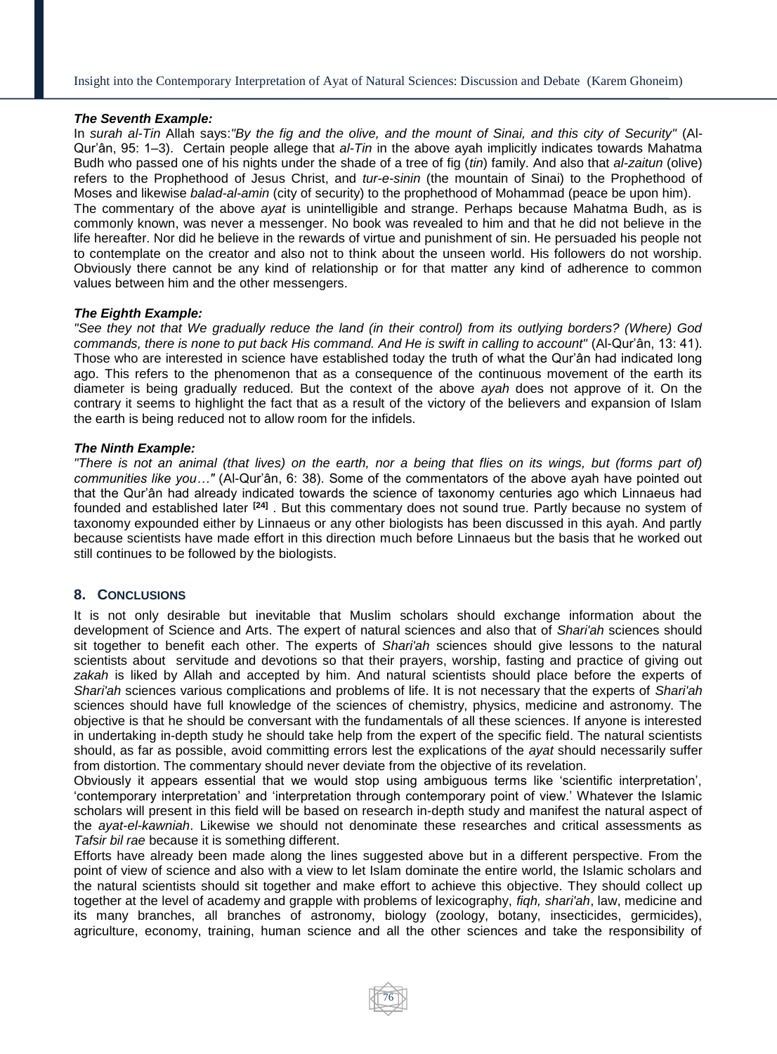***The Seventh Example:***

In *surah al-Tin* Allah says:*"By the fig and the olive, and the mount of Sinai, and this city of Security"* (Al-Qur'ân, 95: 1–3). Certain people allege that *al-Tin* in the above ayah implicitly indicates towards Mahatma Budh who passed one of his nights under the shade of a tree of fig (*tin*) family. And also that *al-zaitun* (olive) refers to the Prophethood of Jesus Christ, and *tur-e-sinin* (the mountain of Sinai) to the Prophethood of Moses and likewise *balad-al-amin* (city of security) to the prophethood of Mohammad (peace be upon him).

The commentary of the above *ayat* is unintelligible and strange. Perhaps because Mahatma Budh, as is commonly known, was never a messenger. No book was revealed to him and that he did not believe in the life hereafter. Nor did he believe in the rewards of virtue and punishment of sin. He persuaded his people not to contemplate on the creator and also not to think about the unseen world. His followers do not worship. Obviously there cannot be any kind of relationship or for that matter any kind of adherence to common values between him and the other messengers.

***The Eighth Example:***

*"See they not that We gradually reduce the land (in their control) from its outlying borders? (Where) God commands, there is none to put back His command. And He is swift in calling to account"* (Al-Qur'ân, 13: 41). Those who are interested in science have established today the truth of what the Qur'ân had indicated long ago. This refers to the phenomenon that as a consequence of the continuous movement of the earth its diameter is being gradually reduced. But the context of the above *ayah* does not approve of it. On the contrary it seems to highlight the fact that as a result of the victory of the believers and expansion of Islam the earth is being reduced not to allow room for the infidels.

***The Ninth Example:***

*"There is not an animal (that lives) on the earth, nor a being that flies on its wings, but (forms part of) communities like you…"* (Al-Qur'ân, 6: 38). Some of the commentators of the above ayah have pointed out that the Qur'ân had already indicated towards the science of taxonomy centuries ago which Linnaeus had founded and established later [24] . But this commentary does not sound true. Partly because no system of taxonomy expounded either by Linnaeus or any other biologists has been discussed in this ayah. And partly because scientists have made effort in this direction much before Linnaeus but the basis that he worked out still continues to be followed by the biologists.

## 8. CONCLUSIONS

It is not only desirable but inevitable that Muslim scholars should exchange information about the development of Science and Arts. The expert of natural sciences and also that of *Shari'ah* sciences should sit together to benefit each other. The experts of *Shari'ah* sciences should give lessons to the natural scientists about servitude and devotions so that their prayers, worship, fasting and practice of giving out *zakah* is liked by Allah and accepted by him. And natural scientists should place before the experts of *Shari'ah* sciences various complications and problems of life. It is not necessary that the experts of *Shari'ah* sciences should have full knowledge of the sciences of chemistry, physics, medicine and astronomy. The objective is that he should be conversant with the fundamentals of all these sciences. If anyone is interested in undertaking in-depth study he should take help from the expert of the specific field. The natural scientists should, as far as possible, avoid committing errors lest the explications of the *ayat* should necessarily suffer from distortion. The commentary should never deviate from the objective of its revelation.

Obviously it appears essential that we would stop using ambiguous terms like 'scientific interpretation', 'contemporary interpretation' and 'interpretation through contemporary point of view.' Whatever the Islamic scholars will present in this field will be based on research in-depth study and manifest the natural aspect of the *ayat-el-kawniah*. Likewise we should not denominate these researches and critical assessments as *Tafsir bil rae* because it is something different.

Efforts have already been made along the lines suggested above but in a different perspective. From the point of view of science and also with a view to let Islam dominate the entire world, the Islamic scholars and the natural scientists should sit together and make effort to achieve this objective. They should collect up together at the level of academy and grapple with problems of lexicography, *fiqh, shari'ah*, law, medicine and its many branches, all branches of astronomy, biology (zoology, botany, insecticides, germicides), agriculture, economy, training, human science and all the other sciences and take the responsibility of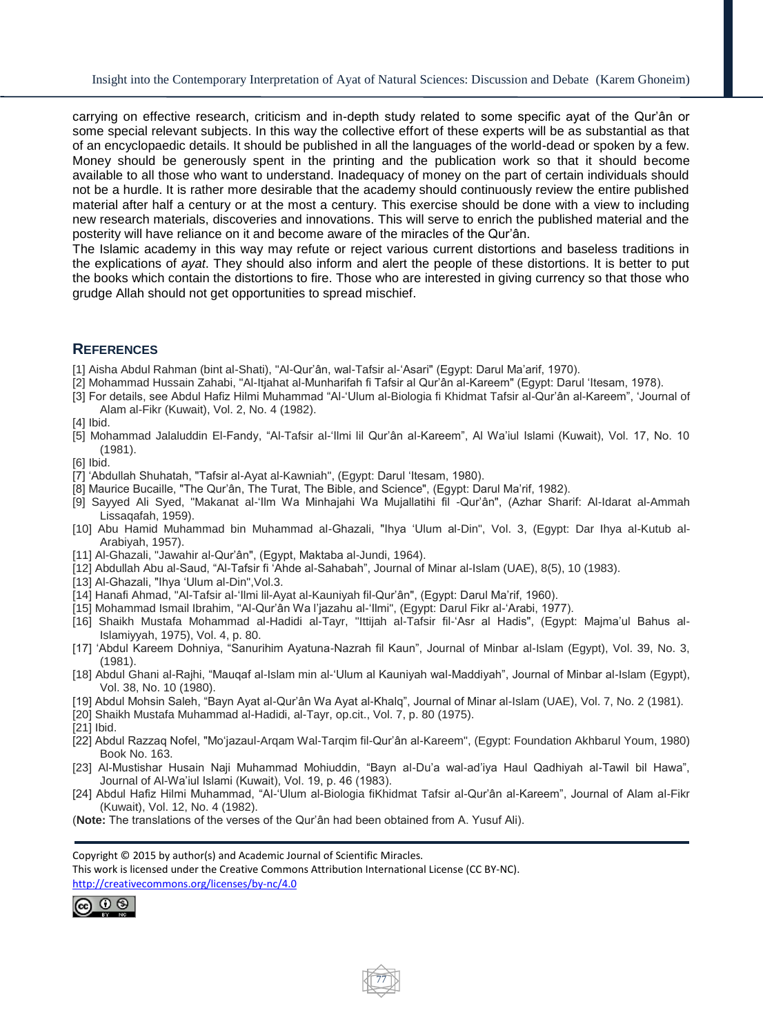carrying on effective research, criticism and in-depth study related to some specific ayat of the Qur'ân or some special relevant subjects. In this way the collective effort of these experts will be as substantial as that of an encyclopaedic details. It should be published in all the languages of the world-dead or spoken by a few. Money should be generously spent in the printing and the publication work so that it should become available to all those who want to understand. Inadequacy of money on the part of certain individuals should not be a hurdle. It is rather more desirable that the academy should continuously review the entire published material after half a century or at the most a century. This exercise should be done with a view to including new research materials, discoveries and innovations. This will serve to enrich the published material and the posterity will have reliance on it and become aware of the miracles of the Qur'ân.

The Islamic academy in this way may refute or reject various current distortions and baseless traditions in the explications of *ayat*. They should also inform and alert the people of these distortions. It is better to put the books which contain the distortions to fire. Those who are interested in giving currency so that those who grudge Allah should not get opportunities to spread mischief.

## REFERENCES

[1] Aisha Abdul Rahman (bint al-Shati), "Al-Qur'ân, wal-Tafsir al-'Asari" (Egypt: Darul Ma'arif, 1970).

[2] Mohammad Hussain Zahabi, "Al-Itjahat al-Munharifah fi Tafsir al Qur'ân al-Kareem" (Egypt: Darul 'Itesam, 1978).

[3] For details, see Abdul Hafiz Hilmi Muhammad "Al-'Ulum al-Biologia fi Khidmat Tafsir al-Qur'ân al-Kareem", 'Journal of Alam al-Fikr (Kuwait), Vol. 2, No. 4 (1982).

[4] Ibid.

[5] Mohammad Jalaluddin El-Fandy, "Al-Tafsir al-'Ilmi lil Qur'ân al-Kareem", Al Wa'iul Islami (Kuwait), Vol. 17, No. 10 (1981).

[6] Ibid.

[7] 'Abdullah Shuhatah, "Tafsir al-Ayat al-Kawniah", (Egypt: Darul 'Itesam, 1980).

[8] Maurice Bucaille, "The Qur'ân, The Turat, The Bible, and Science", (Egypt: Darul Ma'rif, 1982).

[9] Sayyed Ali Syed, "Makanat al-'Ilm Wa Minhajahi Wa Mujallatihi fil -Qur'ân", (Azhar Sharif: Al-Idarat al-Ammah Lissaqafah, 1959).

[10] Abu Hamid Muhammad bin Muhammad al-Ghazali, "Ihya 'Ulum al-Din", Vol. 3, (Egypt: Dar Ihya al-Kutub al-Arabiyah, 1957).

[11] Al-Ghazali, "Jawahir al-Qur'ân", (Egypt, Maktaba al-Jundi, 1964).

[12] Abdullah Abu al-Saud, "Al-Tafsir fi 'Ahde al-Sahabah", Journal of Minar al-Islam (UAE), 8(5), 10 (1983).

[13] Al-Ghazali, "Ihya 'Ulum al-Din",Vol.3.

[14] Hanafi Ahmad, "Al-Tafsir al-'Ilmi lil-Ayat al-Kauniyah fil-Qur'ân", (Egypt: Darul Ma'rif, 1960).

[15] Mohammad Ismail Ibrahim, "Al-Qur'ân Wa I'jazahu al-'Ilmi", (Egypt: Darul Fikr al-'Arabi, 1977).

[16] Shaikh Mustafa Mohammad al-Hadidi al-Tayr, "Ittijah al-Tafsir fil-'Asr al Hadis", (Egypt: Majma'ul Bahus al-Islamiyyah, 1975), Vol. 4, p. 80.

[17] 'Abdul Kareem Dohniya, "Sanurihim Ayatuna-Nazrah fil Kaun", Journal of Minbar al-Islam (Egypt), Vol. 39, No. 3, (1981).

[18] Abdul Ghani al-Rajhi, "Mauqaf al-Islam min al-'Ulum al Kauniyah wal-Maddiyah", Journal of Minbar al-Islam (Egypt), Vol. 38, No. 10 (1980).

[19] Abdul Mohsin Saleh, "Bayn Ayat al-Qur'ân Wa Ayat al-Khalq", Journal of Minar al-Islam (UAE), Vol. 7, No. 2 (1981).

[20] Shaikh Mustafa Muhammad al-Hadidi, al-Tayr, op.cit., Vol. 7, p. 80 (1975).

[21] Ibid.

[22] Abdul Razzaq Nofel, "Mo'jazaul-Arqam Wal-Tarqim fil-Qur'ân al-Kareem", (Egypt: Foundation Akhbarul Youm, 1980) Book No. 163.

[23] Al-Mustishar Husain Naji Muhammad Mohiuddin, "Bayn al-Du'a wal-ad'iya Haul Qadhiyah al-Tawil bil Hawa", Journal of Al-Wa'iul Islami (Kuwait), Vol. 19, p. 46 (1983).

[24] Abdul Hafiz Hilmi Muhammad, "Al-'Ulum al-Biologia fiKhidmat Tafsir al-Qur'ân al-Kareem", Journal of Alam al-Fikr (Kuwait), Vol. 12, No. 4 (1982).

(**Note:** The translations of the verses of the Qur'ân had been obtained from A. Yusuf Ali).

Copyright © 2015 by author(s) and Academic Journal of Scientific Miracles.
This work is licensed under the Creative Commons Attribution International License (CC BY-NC).
http://creativecommons.org/licenses/by-nc/4.0